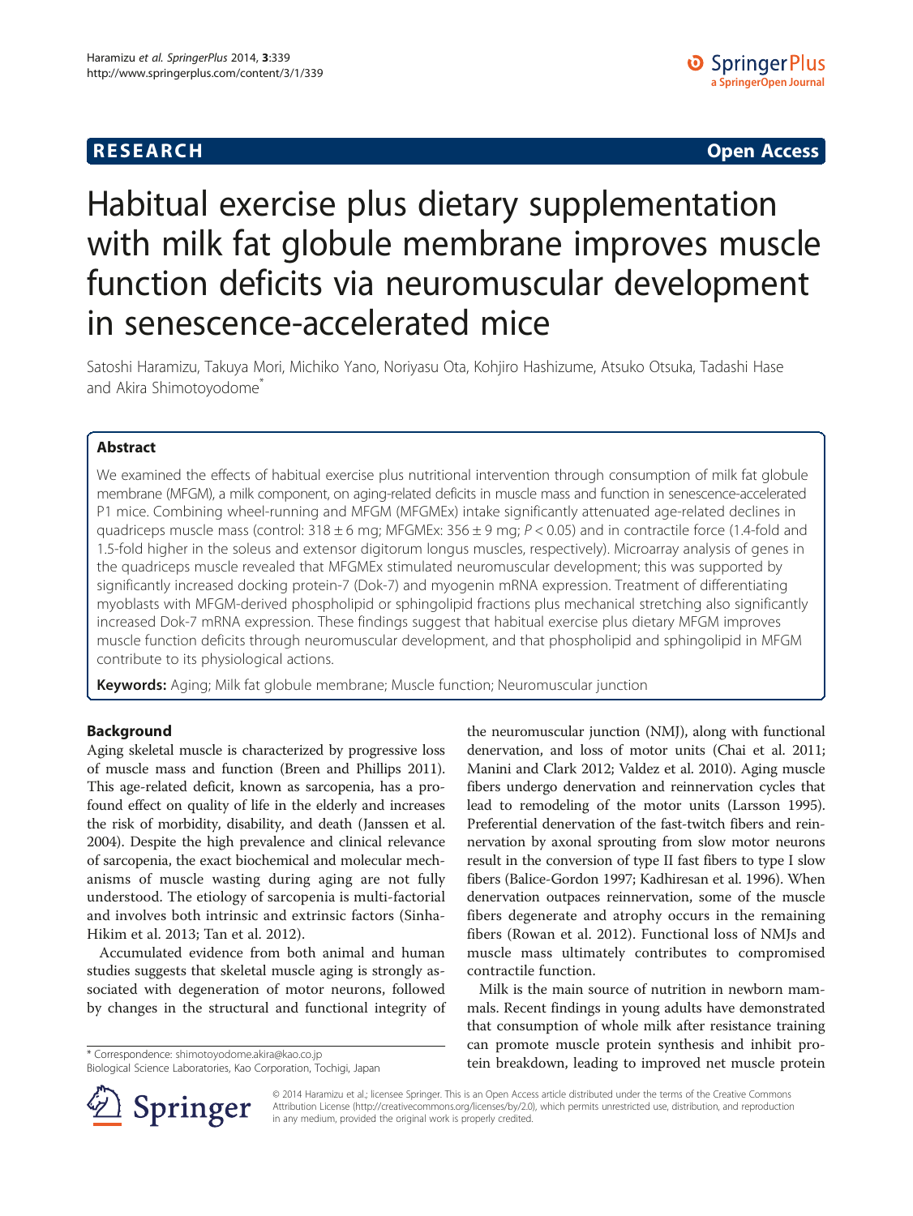**RESEARCH** **Open Access**

# Habitual exercise plus dietary supplementation with milk fat globule membrane improves muscle function deficits via neuromuscular development in senescence-accelerated mice

Satoshi Haramizu, Takuya Mori, Michiko Yano, Noriyasu Ota, Kohjiro Hashizume, Atsuko Otsuka, Tadashi Hase and Akira Shimotoyodome*

## Abstract

We examined the effects of habitual exercise plus nutritional intervention through consumption of milk fat globule membrane (MFGM), a milk component, on aging-related deficits in muscle mass and function in senescence-accelerated P1 mice. Combining wheel-running and MFGM (MFGMEx) intake significantly attenuated age-related declines in quadriceps muscle mass (control: 318 ± 6 mg; MFGMEx: 356 ± 9 mg; $P < 0.05$) and in contractile force (1.4-fold and 1.5-fold higher in the soleus and extensor digitorum longus muscles, respectively). Microarray analysis of genes in the quadriceps muscle revealed that MFGMEx stimulated neuromuscular development; this was supported by significantly increased docking protein-7 (Dok-7) and myogenin mRNA expression. Treatment of differentiating myoblasts with MFGM-derived phospholipid or sphingolipid fractions plus mechanical stretching also significantly increased Dok-7 mRNA expression. These findings suggest that habitual exercise plus dietary MFGM improves muscle function deficits through neuromuscular development, and that phospholipid and sphingolipid in MFGM contribute to its physiological actions.

**Keywords:** Aging; Milk fat globule membrane; Muscle function; Neuromuscular junction

## Background

Aging skeletal muscle is characterized by progressive loss of muscle mass and function (Breen and Phillips 2011). This age-related deficit, known as sarcopenia, has a profound effect on quality of life in the elderly and increases the risk of morbidity, disability, and death (Janssen et al. 2004). Despite the high prevalence and clinical relevance of sarcopenia, the exact biochemical and molecular mechanisms of muscle wasting during aging are not fully understood. The etiology of sarcopenia is multi-factorial and involves both intrinsic and extrinsic factors (Sinha-Hikim et al. 2013; Tan et al. 2012).

Accumulated evidence from both animal and human studies suggests that skeletal muscle aging is strongly associated with degeneration of motor neurons, followed by changes in the structural and functional integrity of the neuromuscular junction (NMJ), along with functional denervation, and loss of motor units (Chai et al. 2011; Manini and Clark 2012; Valdez et al. 2010). Aging muscle fibers undergo denervation and reinnervation cycles that lead to remodeling of the motor units (Larsson 1995). Preferential denervation of the fast-twitch fibers and reinnervation by axonal sprouting from slow motor neurons result in the conversion of type II fast fibers to type I slow fibers (Balice-Gordon 1997; Kadhiresan et al. 1996). When denervation outpaces reinnervation, some of the muscle fibers degenerate and atrophy occurs in the remaining fibers (Rowan et al. 2012). Functional loss of NMJs and muscle mass ultimately contributes to compromised contractile function.

Milk is the main source of nutrition in newborn mammals. Recent findings in young adults have demonstrated that consumption of whole milk after resistance training can promote muscle protein synthesis and inhibit protein breakdown, leading to improved net muscle protein

\* Correspondence: shimotoyodome.akira@kao.co.jp
Biological Science Laboratories, Kao Corporation, Tochigi, Japan

© 2014 Haramizu et al.; licensee Springer. This is an Open Access article distributed under the terms of the Creative Commons Attribution License (http://creativecommons.org/licenses/by/2.0), which permits unrestricted use, distribution, and reproduction in any medium, provided the original work is properly credited.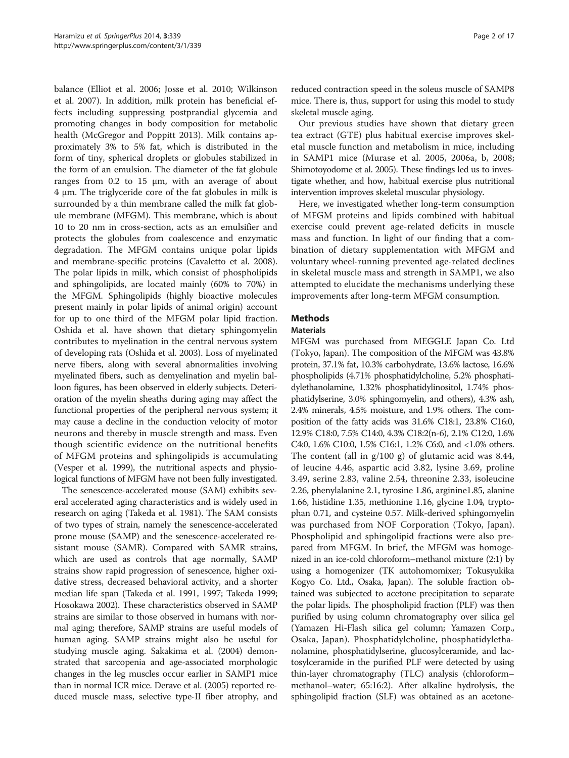balance (Elliot et al. 2006; Josse et al. 2010; Wilkinson et al. 2007). In addition, milk protein has beneficial effects including suppressing postprandial glycemia and promoting changes in body composition for metabolic health (McGregor and Poppitt 2013). Milk contains approximately 3% to 5% fat, which is distributed in the form of tiny, spherical droplets or globules stabilized in the form of an emulsion. The diameter of the fat globule ranges from 0.2 to 15 μm, with an average of about 4 μm. The triglyceride core of the fat globules in milk is surrounded by a thin membrane called the milk fat globule membrane (MFGM). This membrane, which is about 10 to 20 nm in cross-section, acts as an emulsifier and protects the globules from coalescence and enzymatic degradation. The MFGM contains unique polar lipids and membrane-specific proteins (Cavaletto et al. 2008). The polar lipids in milk, which consist of phospholipids and sphingolipids, are located mainly (60% to 70%) in the MFGM. Sphingolipids (highly bioactive molecules present mainly in polar lipids of animal origin) account for up to one third of the MFGM polar lipid fraction. Oshida et al. have shown that dietary sphingomyelin contributes to myelination in the central nervous system of developing rats (Oshida et al. 2003). Loss of myelinated nerve fibers, along with several abnormalities involving myelinated fibers, such as demyelination and myelin balloon figures, has been observed in elderly subjects. Deterioration of the myelin sheaths during aging may affect the functional properties of the peripheral nervous system; it may cause a decline in the conduction velocity of motor neurons and thereby in muscle strength and mass. Even though scientific evidence on the nutritional benefits of MFGM proteins and sphingolipids is accumulating (Vesper et al. 1999), the nutritional aspects and physiological functions of MFGM have not been fully investigated.

The senescence-accelerated mouse (SAM) exhibits several accelerated aging characteristics and is widely used in research on aging (Takeda et al. 1981). The SAM consists of two types of strain, namely the senescence-accelerated prone mouse (SAMP) and the senescence-accelerated resistant mouse (SAMR). Compared with SAMR strains, which are used as controls that age normally, SAMP strains show rapid progression of senescence, higher oxidative stress, decreased behavioral activity, and a shorter median life span (Takeda et al. 1991, 1997; Takeda 1999; Hosokawa 2002). These characteristics observed in SAMP strains are similar to those observed in humans with normal aging; therefore, SAMP strains are useful models of human aging. SAMP strains might also be useful for studying muscle aging. Sakakima et al. (2004) demonstrated that sarcopenia and age-associated morphologic changes in the leg muscles occur earlier in SAMP1 mice than in normal ICR mice. Derave et al. (2005) reported reduced muscle mass, selective type-II fiber atrophy, and reduced contraction speed in the soleus muscle of SAMP8 mice. There is, thus, support for using this model to study skeletal muscle aging.

Our previous studies have shown that dietary green tea extract (GTE) plus habitual exercise improves skeletal muscle function and metabolism in mice, including in SAMP1 mice (Murase et al. 2005, 2006a, b, 2008; Shimotoyodome et al. 2005). These findings led us to investigate whether, and how, habitual exercise plus nutritional intervention improves skeletal muscular physiology.

Here, we investigated whether long-term consumption of MFGM proteins and lipids combined with habitual exercise could prevent age-related deficits in muscle mass and function. In light of our finding that a combination of dietary supplementation with MFGM and voluntary wheel-running prevented age-related declines in skeletal muscle mass and strength in SAMP1, we also attempted to elucidate the mechanisms underlying these improvements after long-term MFGM consumption.

## Methods

### Materials

MFGM was purchased from MEGGLE Japan Co. Ltd (Tokyo, Japan). The composition of the MFGM was 43.8% protein, 37.1% fat, 10.3% carbohydrate, 13.6% lactose, 16.6% phospholipids (4.71% phosphatidylcholine, 5.2% phosphatidylethanolamine, 1.32% phosphatidylinositol, 1.74% phosphatidylserine, 3.0% sphingomyelin, and others), 4.3% ash, 2.4% minerals, 4.5% moisture, and 1.9% others. The composition of the fatty acids was 31.6% C18:1, 23.8% C16:0, 12.9% C18:0, 7.5% C14:0, 4.3% C18:2(n-6), 2.1% C12:0, 1.6% C4:0, 1.6% C10:0, 1.5% C16:1, 1.2% C6:0, and <1.0% others. The content (all in g/100 g) of glutamic acid was 8.44, of leucine 4.46, aspartic acid 3.82, lysine 3.69, proline 3.49, serine 2.83, valine 2.54, threonine 2.33, isoleucine 2.26, phenylalanine 2.1, tyrosine 1.86, arginine1.85, alanine 1.66, histidine 1.35, methionine 1.16, glycine 1.04, tryptophan 0.71, and cysteine 0.57. Milk-derived sphingomyelin was purchased from NOF Corporation (Tokyo, Japan). Phospholipid and sphingolipid fractions were also prepared from MFGM. In brief, the MFGM was homogenized in an ice-cold chloroform–methanol mixture (2:1) by using a homogenizer (TK autohomomixer; Tokusyukika Kogyo Co. Ltd., Osaka, Japan). The soluble fraction obtained was subjected to acetone precipitation to separate the polar lipids. The phospholipid fraction (PLF) was then purified by using column chromatography over silica gel (Yamazen Hi-Flash silica gel column; Yamazen Corp., Osaka, Japan). Phosphatidylcholine, phosphatidylethanolamine, phosphatidylserine, glucosylceramide, and lactosylceramide in the purified PLF were detected by using thin-layer chromatography (TLC) analysis (chloroform–methanol–water; 65:16:2). After alkaline hydrolysis, the sphingolipid fraction (SLF) was obtained as an acetone-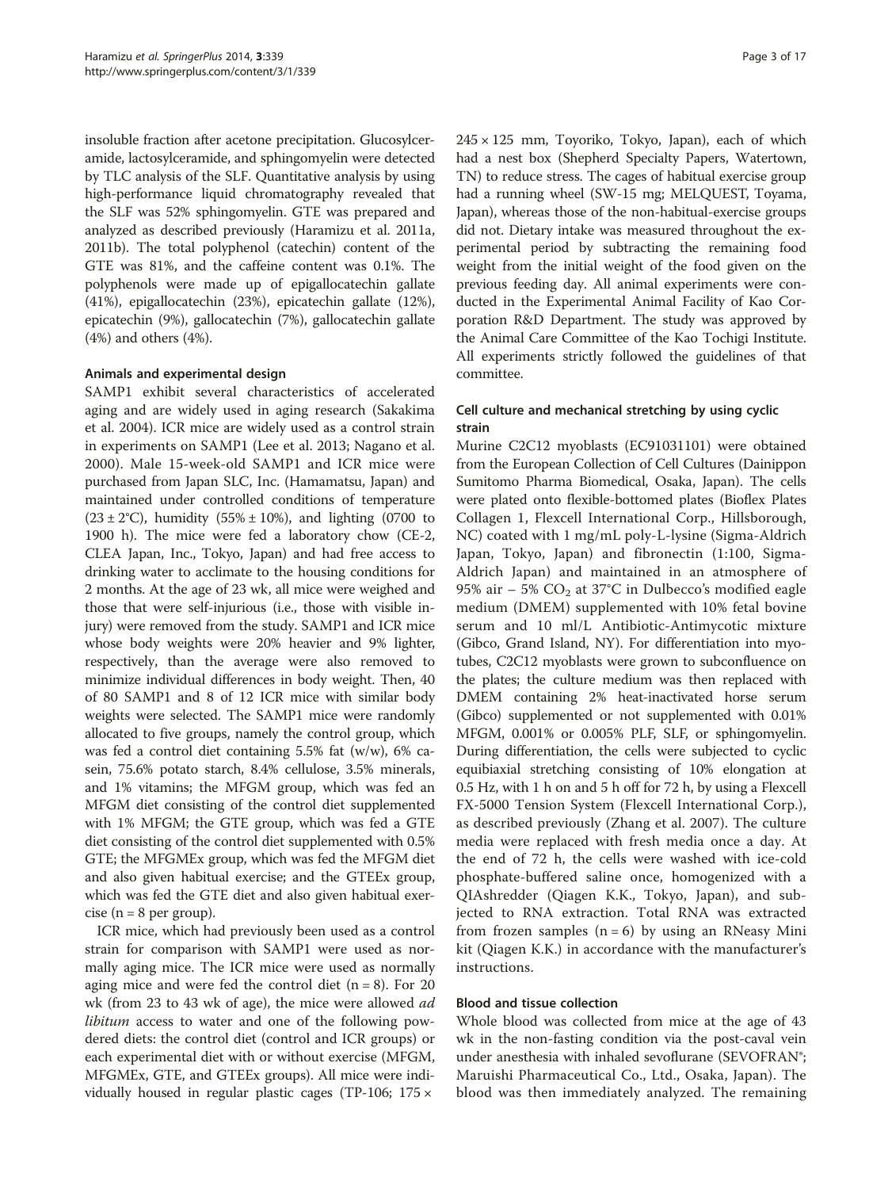insoluble fraction after acetone precipitation. Glucosylceramide, lactosylceramide, and sphingomyelin were detected by TLC analysis of the SLF. Quantitative analysis by using high-performance liquid chromatography revealed that the SLF was 52% sphingomyelin. GTE was prepared and analyzed as described previously (Haramizu et al. 2011a, 2011b). The total polyphenol (catechin) content of the GTE was 81%, and the caffeine content was 0.1%. The polyphenols were made up of epigallocatechin gallate (41%), epigallocatechin (23%), epicatechin gallate (12%), epicatechin (9%), gallocatechin (7%), gallocatechin gallate (4%) and others (4%).

### Animals and experimental design

SAMP1 exhibit several characteristics of accelerated aging and are widely used in aging research (Sakakima et al. 2004). ICR mice are widely used as a control strain in experiments on SAMP1 (Lee et al. 2013; Nagano et al. 2000). Male 15-week-old SAMP1 and ICR mice were purchased from Japan SLC, Inc. (Hamamatsu, Japan) and maintained under controlled conditions of temperature (23 ± 2°C), humidity (55% ± 10%), and lighting (0700 to 1900 h). The mice were fed a laboratory chow (CE-2, CLEA Japan, Inc., Tokyo, Japan) and had free access to drinking water to acclimate to the housing conditions for 2 months. At the age of 23 wk, all mice were weighed and those that were self-injurious (i.e., those with visible injury) were removed from the study. SAMP1 and ICR mice whose body weights were 20% heavier and 9% lighter, respectively, than the average were also removed to minimize individual differences in body weight. Then, 40 of 80 SAMP1 and 8 of 12 ICR mice with similar body weights were selected. The SAMP1 mice were randomly allocated to five groups, namely the control group, which was fed a control diet containing 5.5% fat (w/w), 6% casein, 75.6% potato starch, 8.4% cellulose, 3.5% minerals, and 1% vitamins; the MFGM group, which was fed an MFGM diet consisting of the control diet supplemented with 1% MFGM; the GTE group, which was fed a GTE diet consisting of the control diet supplemented with 0.5% GTE; the MFGMEx group, which was fed the MFGM diet and also given habitual exercise; and the GTEEx group, which was fed the GTE diet and also given habitual exercise (n = 8 per group).

ICR mice, which had previously been used as a control strain for comparison with SAMP1 were used as normally aging mice. The ICR mice were used as normally aging mice and were fed the control diet (n = 8). For 20 wk (from 23 to 43 wk of age), the mice were allowed *ad libitum* access to water and one of the following powdered diets: the control diet (control and ICR groups) or each experimental diet with or without exercise (MFGM, MFGMEx, GTE, and GTEEx groups). All mice were individually housed in regular plastic cages (TP-106; 175 × 245 × 125 mm, Toyoriko, Tokyo, Japan), each of which had a nest box (Shepherd Specialty Papers, Watertown, TN) to reduce stress. The cages of habitual exercise group had a running wheel (SW-15 mg; MELQUEST, Toyama, Japan), whereas those of the non-habitual-exercise groups did not. Dietary intake was measured throughout the experimental period by subtracting the remaining food weight from the initial weight of the food given on the previous feeding day. All animal experiments were conducted in the Experimental Animal Facility of Kao Corporation R&D Department. The study was approved by the Animal Care Committee of the Kao Tochigi Institute. All experiments strictly followed the guidelines of that committee.

### Cell culture and mechanical stretching by using cyclic strain

Murine C2C12 myoblasts (EC91031101) were obtained from the European Collection of Cell Cultures (Dainippon Sumitomo Pharma Biomedical, Osaka, Japan). The cells were plated onto flexible-bottomed plates (Bioflex Plates Collagen 1, Flexcell International Corp., Hillsborough, NC) coated with 1 mg/mL poly-L-lysine (Sigma-Aldrich Japan, Tokyo, Japan) and fibronectin (1:100, Sigma-Aldrich Japan) and maintained in an atmosphere of 95% air – 5% $CO_2$ at 37°C in Dulbecco's modified eagle medium (DMEM) supplemented with 10% fetal bovine serum and 10 ml/L Antibiotic-Antimycotic mixture (Gibco, Grand Island, NY). For differentiation into myotubes, C2C12 myoblasts were grown to subconfluence on the plates; the culture medium was then replaced with DMEM containing 2% heat-inactivated horse serum (Gibco) supplemented or not supplemented with 0.01% MFGM, 0.001% or 0.005% PLF, SLF, or sphingomyelin. During differentiation, the cells were subjected to cyclic equibiaxial stretching consisting of 10% elongation at 0.5 Hz, with 1 h on and 5 h off for 72 h, by using a Flexcell FX-5000 Tension System (Flexcell International Corp.), as described previously (Zhang et al. 2007). The culture media were replaced with fresh media once a day. At the end of 72 h, the cells were washed with ice-cold phosphate-buffered saline once, homogenized with a QIAshredder (Qiagen K.K., Tokyo, Japan), and subjected to RNA extraction. Total RNA was extracted from frozen samples (n = 6) by using an RNeasy Mini kit (Qiagen K.K.) in accordance with the manufacturer's instructions.

### Blood and tissue collection

Whole blood was collected from mice at the age of 43 wk in the non-fasting condition via the post-caval vein under anesthesia with inhaled sevoflurane (SEVOFRAN®; Maruishi Pharmaceutical Co., Ltd., Osaka, Japan). The blood was then immediately analyzed. The remaining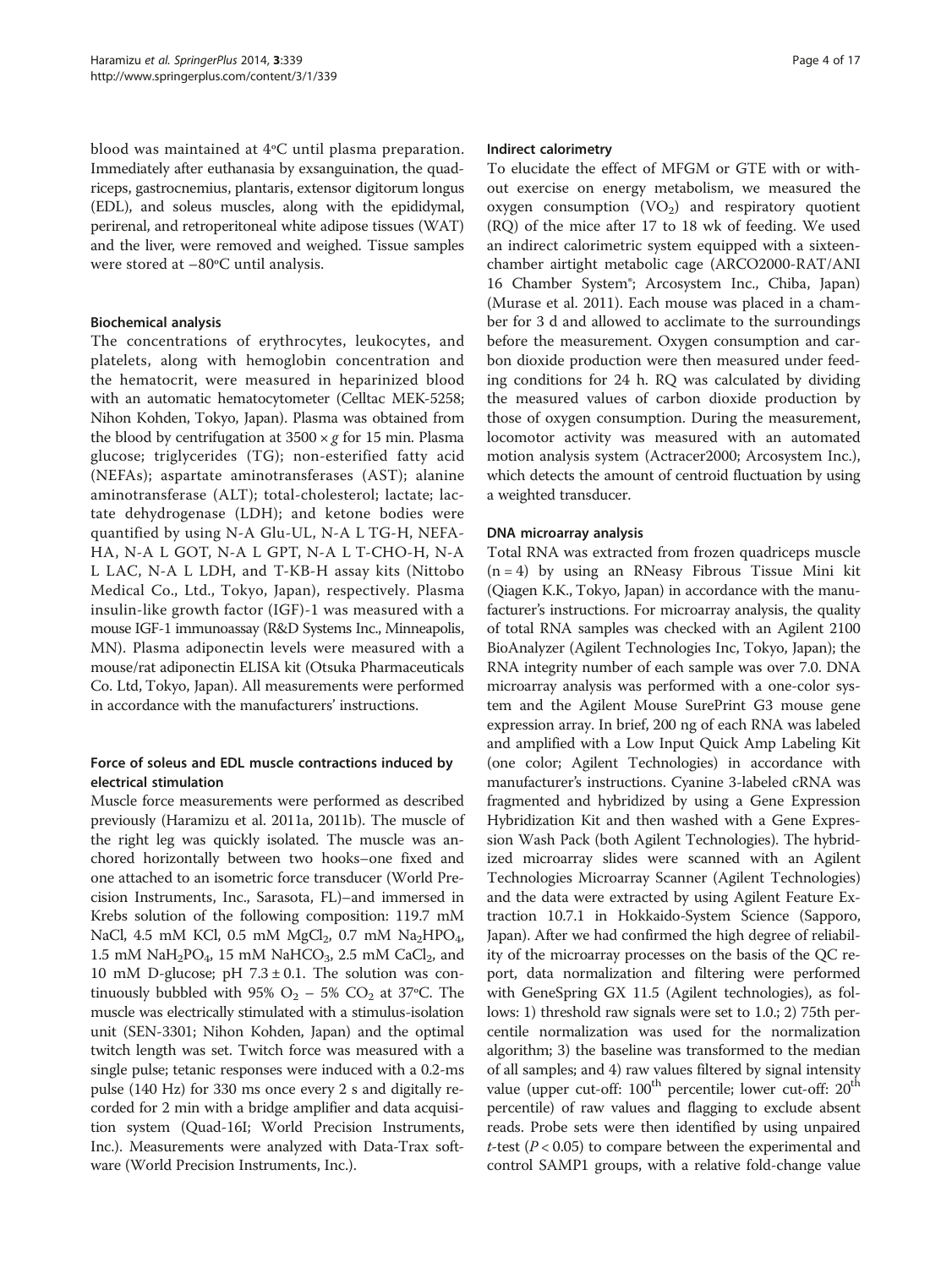blood was maintained at 4°C until plasma preparation. Immediately after euthanasia by exsanguination, the quadriceps, gastrocnemius, plantaris, extensor digitorum longus (EDL), and soleus muscles, along with the epididymal, perirenal, and retroperitoneal white adipose tissues (WAT) and the liver, were removed and weighed. Tissue samples were stored at −80°C until analysis.

### Biochemical analysis

The concentrations of erythrocytes, leukocytes, and platelets, along with hemoglobin concentration and the hematocrit, were measured in heparinized blood with an automatic hematocytometer (Celltac MEK-5258; Nihon Kohden, Tokyo, Japan). Plasma was obtained from the blood by centrifugation at 3500 × *g* for 15 min. Plasma glucose; triglycerides (TG); non-esterified fatty acid (NEFAs); aspartate aminotransferases (AST); alanine aminotransferase (ALT); total-cholesterol; lactate; lactate dehydrogenase (LDH); and ketone bodies were quantified by using N-A Glu-UL, N-A L TG-H, NEFA-HA, N-A L GOT, N-A L GPT, N-A L T-CHO-H, N-A L LAC, N-A L LDH, and T-KB-H assay kits (Nittobo Medical Co., Ltd., Tokyo, Japan), respectively. Plasma insulin-like growth factor (IGF)-1 was measured with a mouse IGF-1 immunoassay (R&D Systems Inc., Minneapolis, MN). Plasma adiponectin levels were measured with a mouse/rat adiponectin ELISA kit (Otsuka Pharmaceuticals Co. Ltd, Tokyo, Japan). All measurements were performed in accordance with the manufacturers' instructions.

### Force of soleus and EDL muscle contractions induced by electrical stimulation

Muscle force measurements were performed as described previously (Haramizu et al. 2011a, 2011b). The muscle of the right leg was quickly isolated. The muscle was anchored horizontally between two hooks–one fixed and one attached to an isometric force transducer (World Precision Instruments, Inc., Sarasota, FL)–and immersed in Krebs solution of the following composition: 119.7 mM NaCl, 4.5 mM KCl, 0.5 mM $MgCl_2$, 0.7 mM $Na_2HPO_4$, 1.5 mM $NaH_2PO_4$, 15 mM $NaHCO_3$, 2.5 mM $CaCl_2$, and 10 mM D-glucose; pH 7.3 ± 0.1. The solution was continuously bubbled with 95% $O_2$ – 5% $CO_2$ at 37°C. The muscle was electrically stimulated with a stimulus-isolation unit (SEN-3301; Nihon Kohden, Japan) and the optimal twitch length was set. Twitch force was measured with a single pulse; tetanic responses were induced with a 0.2-ms pulse (140 Hz) for 330 ms once every 2 s and digitally recorded for 2 min with a bridge amplifier and data acquisition system (Quad-16I; World Precision Instruments, Inc.). Measurements were analyzed with Data-Trax software (World Precision Instruments, Inc.).

### Indirect calorimetry

To elucidate the effect of MFGM or GTE with or without exercise on energy metabolism, we measured the oxygen consumption ($VO_2$) and respiratory quotient (RQ) of the mice after 17 to 18 wk of feeding. We used an indirect calorimetric system equipped with a sixteen-chamber airtight metabolic cage (ARCO2000-RAT/ANI 16 Chamber System®; Arcosystem Inc., Chiba, Japan) (Murase et al. 2011). Each mouse was placed in a chamber for 3 d and allowed to acclimate to the surroundings before the measurement. Oxygen consumption and carbon dioxide production were then measured under feeding conditions for 24 h. RQ was calculated by dividing the measured values of carbon dioxide production by those of oxygen consumption. During the measurement, locomotor activity was measured with an automated motion analysis system (Actracer2000; Arcosystem Inc.), which detects the amount of centroid fluctuation by using a weighted transducer.

### DNA microarray analysis

Total RNA was extracted from frozen quadriceps muscle (n = 4) by using an RNeasy Fibrous Tissue Mini kit (Qiagen K.K., Tokyo, Japan) in accordance with the manufacturer's instructions. For microarray analysis, the quality of total RNA samples was checked with an Agilent 2100 BioAnalyzer (Agilent Technologies Inc, Tokyo, Japan); the RNA integrity number of each sample was over 7.0. DNA microarray analysis was performed with a one-color system and the Agilent Mouse SurePrint G3 mouse gene expression array. In brief, 200 ng of each RNA was labeled and amplified with a Low Input Quick Amp Labeling Kit (one color; Agilent Technologies) in accordance with manufacturer's instructions. Cyanine 3-labeled cRNA was fragmented and hybridized by using a Gene Expression Hybridization Kit and then washed with a Gene Expression Wash Pack (both Agilent Technologies). The hybridized microarray slides were scanned with an Agilent Technologies Microarray Scanner (Agilent Technologies) and the data were extracted by using Agilent Feature Extraction 10.7.1 in Hokkaido-System Science (Sapporo, Japan). After we had confirmed the high degree of reliability of the microarray processes on the basis of the QC report, data normalization and filtering were performed with GeneSpring GX 11.5 (Agilent technologies), as follows: 1) threshold raw signals were set to 1.0.; 2) 75th percentile normalization was used for the normalization algorithm; 3) the baseline was transformed to the median of all samples; and 4) raw values filtered by signal intensity value (upper cut-off: $100^{th}$ percentile; lower cut-off: $20^{th}$ percentile) of raw values and flagging to exclude absent reads. Probe sets were then identified by using unpaired *t*-test ($P < 0.05$) to compare between the experimental and control SAMP1 groups, with a relative fold-change value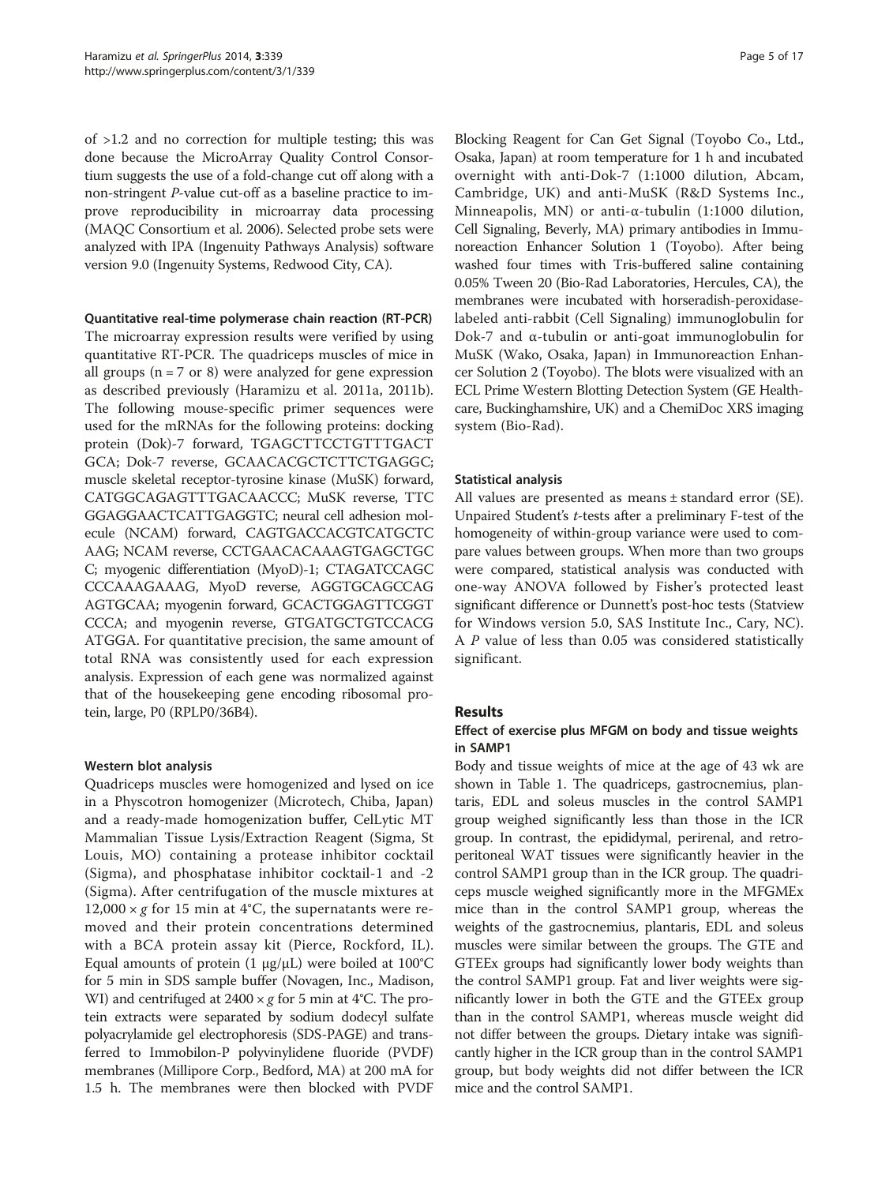of >1.2 and no correction for multiple testing; this was done because the MicroArray Quality Control Consortium suggests the use of a fold-change cut off along with a non-stringent *P*-value cut-off as a baseline practice to improve reproducibility in microarray data processing (MAQC Consortium et al. 2006). Selected probe sets were analyzed with IPA (Ingenuity Pathways Analysis) software version 9.0 (Ingenuity Systems, Redwood City, CA).

#### Quantitative real-time polymerase chain reaction (RT-PCR)

The microarray expression results were verified by using quantitative RT-PCR. The quadriceps muscles of mice in all groups (n = 7 or 8) were analyzed for gene expression as described previously (Haramizu et al. 2011a, 2011b). The following mouse-specific primer sequences were used for the mRNAs for the following proteins: docking protein (Dok)-7 forward, TGAGCTTCCTGTTTGACT GCA; Dok-7 reverse, GCAACACGCTCTTCTGAGGC; muscle skeletal receptor-tyrosine kinase (MuSK) forward, CATGGCAGAGTTTGACAACCC; MuSK reverse, TTC GGAGGAACTCATTGAGGTC; neural cell adhesion molecule (NCAM) forward, CAGTGACCACGTCATGCTC AAG; NCAM reverse, CCTGAACACAAAGTGAGCTGC C; myogenic differentiation (MyoD)-1; CTAGATCCAGC CCCAAAGAAAG, MyoD reverse, AGGTGCAGCCAG AGTGCAA; myogenin forward, GCACTGGAGTTCGGT CCCA; and myogenin reverse, GTGATGCTGTCCACG ATGGA. For quantitative precision, the same amount of total RNA was consistently used for each expression analysis. Expression of each gene was normalized against that of the housekeeping gene encoding ribosomal protein, large, P0 (RPLP0/36B4).

#### Western blot analysis

Quadriceps muscles were homogenized and lysed on ice in a Physcotron homogenizer (Microtech, Chiba, Japan) and a ready-made homogenization buffer, CelLytic MT Mammalian Tissue Lysis/Extraction Reagent (Sigma, St Louis, MO) containing a protease inhibitor cocktail (Sigma), and phosphatase inhibitor cocktail-1 and -2 (Sigma). After centrifugation of the muscle mixtures at 12,000 × *g* for 15 min at 4°C, the supernatants were removed and their protein concentrations determined with a BCA protein assay kit (Pierce, Rockford, IL). Equal amounts of protein (1 μg/μL) were boiled at 100°C for 5 min in SDS sample buffer (Novagen, Inc., Madison, WI) and centrifuged at 2400 × *g* for 5 min at 4°C. The protein extracts were separated by sodium dodecyl sulfate polyacrylamide gel electrophoresis (SDS-PAGE) and transferred to Immobilon-P polyvinylidene fluoride (PVDF) membranes (Millipore Corp., Bedford, MA) at 200 mA for 1.5 h. The membranes were then blocked with PVDF Blocking Reagent for Can Get Signal (Toyobo Co., Ltd., Osaka, Japan) at room temperature for 1 h and incubated overnight with anti-Dok-7 (1:1000 dilution, Abcam, Cambridge, UK) and anti-MuSK (R&D Systems Inc., Minneapolis, MN) or anti-α-tubulin (1:1000 dilution, Cell Signaling, Beverly, MA) primary antibodies in Immunoreaction Enhancer Solution 1 (Toyobo). After being washed four times with Tris-buffered saline containing 0.05% Tween 20 (Bio-Rad Laboratories, Hercules, CA), the membranes were incubated with horseradish-peroxidase-labeled anti-rabbit (Cell Signaling) immunoglobulin for Dok-7 and α-tubulin or anti-goat immunoglobulin for MuSK (Wako, Osaka, Japan) in Immunoreaction Enhancer Solution 2 (Toyobo). The blots were visualized with an ECL Prime Western Blotting Detection System (GE Healthcare, Buckinghamshire, UK) and a ChemiDoc XRS imaging system (Bio-Rad).

#### Statistical analysis

All values are presented as means ± standard error (SE). Unpaired Student's *t*-tests after a preliminary F-test of the homogeneity of within-group variance were used to compare values between groups. When more than two groups were compared, statistical analysis was conducted with one-way ANOVA followed by Fisher's protected least significant difference or Dunnett's post-hoc tests (Statview for Windows version 5.0, SAS Institute Inc., Cary, NC). A *P* value of less than 0.05 was considered statistically significant.

## Results

### Effect of exercise plus MFGM on body and tissue weights in SAMP1

Body and tissue weights of mice at the age of 43 wk are shown in Table 1. The quadriceps, gastrocnemius, plantaris, EDL and soleus muscles in the control SAMP1 group weighed significantly less than those in the ICR group. In contrast, the epididymal, perirenal, and retroperitoneal WAT tissues were significantly heavier in the control SAMP1 group than in the ICR group. The quadriceps muscle weighed significantly more in the MFGMEx mice than in the control SAMP1 group, whereas the weights of the gastrocnemius, plantaris, EDL and soleus muscles were similar between the groups. The GTE and GTEEx groups had significantly lower body weights than the control SAMP1 group. Fat and liver weights were significantly lower in both the GTE and the GTEEx group than in the control SAMP1, whereas muscle weight did not differ between the groups. Dietary intake was significantly higher in the ICR group than in the control SAMP1 group, but body weights did not differ between the ICR mice and the control SAMP1.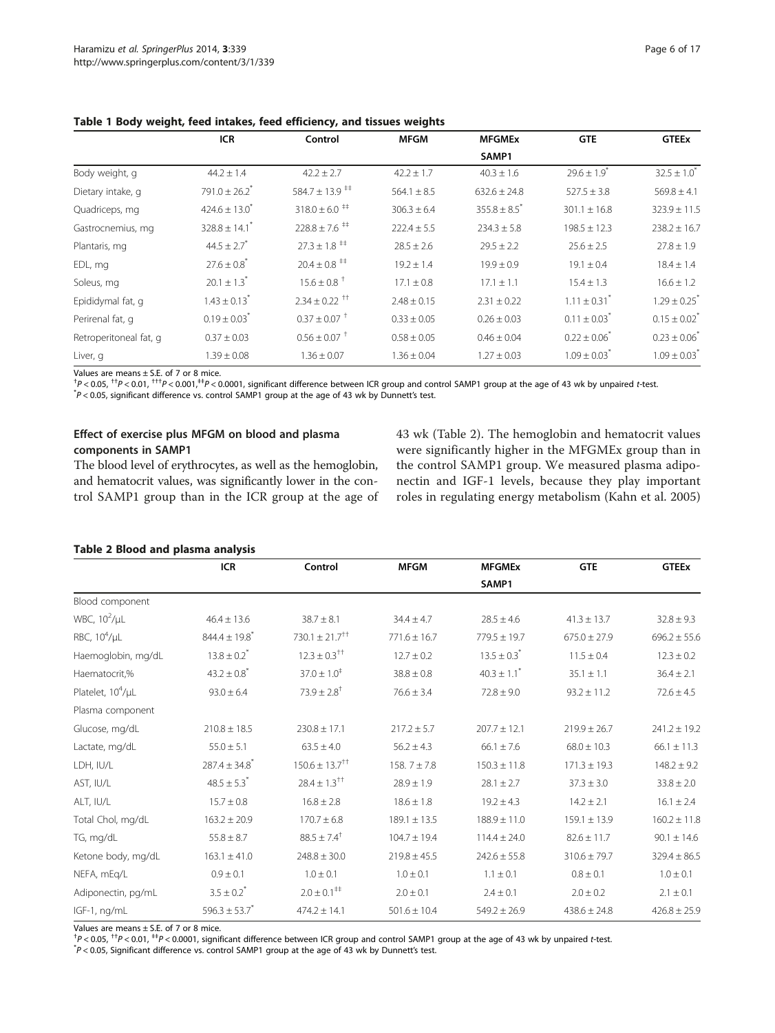**Table 1 Body weight, feed intakes, feed efficiency, and tissues weights**

| | ICR | Control | MFGM | MFGMEx | GTE | GTEEx |
|---|---|---|---|---|---|---|
| | | | | SAMP1 | | |
| Body weight, g | 44.2 ± 1.4 | 42.2 ± 2.7 | 42.2 ± 1.7 | 40.3 ± 1.6 | 29.6 ± 1.9* | 32.5 ± 1.0* |
| Dietary intake, g | 791.0 ± 26.2* | 584.7 ± 13.9 ‡‡ | 564.1 ± 8.5 | 632.6 ± 24.8 | 527.5 ± 3.8 | 569.8 ± 4.1 |
| Quadriceps, mg | 424.6 ± 13.0* | 318.0 ± 6.0 ‡‡ | 306.3 ± 6.4 | 355.8 ± 8.5* | 301.1 ± 16.8 | 323.9 ± 11.5 |
| Gastrocnemius, mg | 328.8 ± 14.1* | 228.8 ± 7.6 ‡‡ | 222.4 ± 5.5 | 234.3 ± 5.8 | 198.5 ± 12.3 | 238.2 ± 16.7 |
| Plantaris, mg | 44.5 ± 2.7* | 27.3 ± 1.8 ‡‡ | 28.5 ± 2.6 | 29.5 ± 2.2 | 25.6 ± 2.5 | 27.8 ± 1.9 |
| EDL, mg | 27.6 ± 0.8* | 20.4 ± 0.8 ‡‡ | 19.2 ± 1.4 | 19.9 ± 0.9 | 19.1 ± 0.4 | 18.4 ± 1.4 |
| Soleus, mg | 20.1 ± 1.3* | 15.6 ± 0.8 † | 17.1 ± 0.8 | 17.1 ± 1.1 | 15.4 ± 1.3 | 16.6 ± 1.2 |
| Epididymal fat, g | 1.43 ± 0.13* | 2.34 ± 0.22 †† | 2.48 ± 0.15 | 2.31 ± 0.22 | 1.11 ± 0.31* | 1.29 ± 0.25* |
| Perirenal fat, g | 0.19 ± 0.03* | 0.37 ± 0.07 † | 0.33 ± 0.05 | 0.26 ± 0.03 | 0.11 ± 0.03* | 0.15 ± 0.02* |
| Retroperitoneal fat, g | 0.37 ± 0.03 | 0.56 ± 0.07 † | 0.58 ± 0.05 | 0.46 ± 0.04 | 0.22 ± 0.06* | 0.23 ± 0.06* |
| Liver, g | 1.39 ± 0.08 | 1.36 ± 0.07 | 1.36 ± 0.04 | 1.27 ± 0.03 | 1.09 ± 0.03* | 1.09 ± 0.03* |

Values are means ± S.E. of 7 or 8 mice.
†$P < 0.05$, ††$P < 0.01$, †††$P < 0.001$, ‡‡$P < 0.0001$, significant difference between ICR group and control SAMP1 group at the age of 43 wk by unpaired *t*-test.
*$P < 0.05$, significant difference vs. control SAMP1 group at the age of 43 wk by Dunnett's test.

### Effect of exercise plus MFGM on blood and plasma components in SAMP1

The blood level of erythrocytes, as well as the hemoglobin, and hematocrit values, was significantly lower in the control SAMP1 group than in the ICR group at the age of 43 wk (Table 2). The hemoglobin and hematocrit values were significantly higher in the MFGMEx group than in the control SAMP1 group. We measured plasma adiponectin and IGF-1 levels, because they play important roles in regulating energy metabolism (Kahn et al. 2005)

**Table 2 Blood and plasma analysis**

| | ICR | Control | MFGM | MFGMEx | GTE | GTEEx |
|---|---|---|---|---|---|---|
| | | | | SAMP1 | | |
| Blood component | | | | | | |
| WBC, $10^2$/μL | 46.4 ± 13.6 | 38.7 ± 8.1 | 34.4 ± 4.7 | 28.5 ± 4.6 | 41.3 ± 13.7 | 32.8 ± 9.3 |
| RBC, $10^4$/μL | 844.4 ± 19.8* | 730.1 ± 21.7†† | 771.6 ± 16.7 | 779.5 ± 19.7 | 675.0 ± 27.9 | 696.2 ± 55.6 |
| Haemoglobin, mg/dL | 13.8 ± 0.2* | 12.3 ± 0.3†† | 12.7 ± 0.2 | 13.5 ± 0.3* | 11.5 ± 0.4 | 12.3 ± 0.2 |
| Haematocrit,% | 43.2 ± 0.8* | 37.0 ± 1.0‡ | 38.8 ± 0.8 | 40.3 ± 1.1* | 35.1 ± 1.1 | 36.4 ± 2.1 |
| Platelet, $10^4$/μL | 93.0 ± 6.4 | 73.9 ± 2.8† | 76.6 ± 3.4 | 72.8 ± 9.0 | 93.2 ± 11.2 | 72.6 ± 4.5 |
| Plasma component | | | | | | |
| Glucose, mg/dL | 210.8 ± 18.5 | 230.8 ± 17.1 | 217.2 ± 5.7 | 207.7 ± 12.1 | 219.9 ± 26.7 | 241.2 ± 19.2 |
| Lactate, mg/dL | 55.0 ± 5.1 | 63.5 ± 4.0 | 56.2 ± 4.3 | 66.1 ± 7.6 | 68.0 ± 10.3 | 66.1 ± 11.3 |
| LDH, IU/L | 287.4 ± 34.8* | 150.6 ± 13.7†† | 158. 7 ± 7.8 | 150.3 ± 11.8 | 171.3 ± 19.3 | 148.2 ± 9.2 |
| AST, IU/L | 48.5 ± 5.3* | 28.4 ± 1.3†† | 28.9 ± 1.9 | 28.1 ± 2.7 | 37.3 ± 3.0 | 33.8 ± 2.0 |
| ALT, IU/L | 15.7 ± 0.8 | 16.8 ± 2.8 | 18.6 ± 1.8 | 19.2 ± 4.3 | 14.2 ± 2.1 | 16.1 ± 2.4 |
| Total Chol, mg/dL | 163.2 ± 20.9 | 170.7 ± 6.8 | 189.1 ± 13.5 | 188.9 ± 11.0 | 159.1 ± 13.9 | 160.2 ± 11.8 |
| TG, mg/dL | 55.8 ± 8.7 | 88.5 ± 7.4† | 104.7 ± 19.4 | 114.4 ± 24.0 | 82.6 ± 11.7 | 90.1 ± 14.6 |
| Ketone body, mg/dL | 163.1 ± 41.0 | 248.8 ± 30.0 | 219.8 ± 45.5 | 242.6 ± 55.8 | 310.6 ± 79.7 | 329.4 ± 86.5 |
| NEFA, mEq/L | 0.9 ± 0.1 | 1.0 ± 0.1 | 1.0 ± 0.1 | 1.1 ± 0.1 | 0.8 ± 0.1 | 1.0 ± 0.1 |
| Adiponectin, pg/mL | 3.5 ± 0.2* | 2.0 ± 0.1‡‡ | 2.0 ± 0.1 | 2.4 ± 0.1 | 2.0 ± 0.2 | 2.1 ± 0.1 |
| IGF-1, ng/mL | 596.3 ± 53.7* | 474.2 ± 14.1 | 501.6 ± 10.4 | 549.2 ± 26.9 | 438.6 ± 24.8 | 426.8 ± 25.9 |

Values are means ± S.E. of 7 or 8 mice.
†$P < 0.05$, ††$P < 0.01$, ‡‡$P < 0.0001$, significant difference between ICR group and control SAMP1 group at the age of 43 wk by unpaired *t*-test.
*$P < 0.05$, Significant difference vs. control SAMP1 group at the age of 43 wk by Dunnett's test.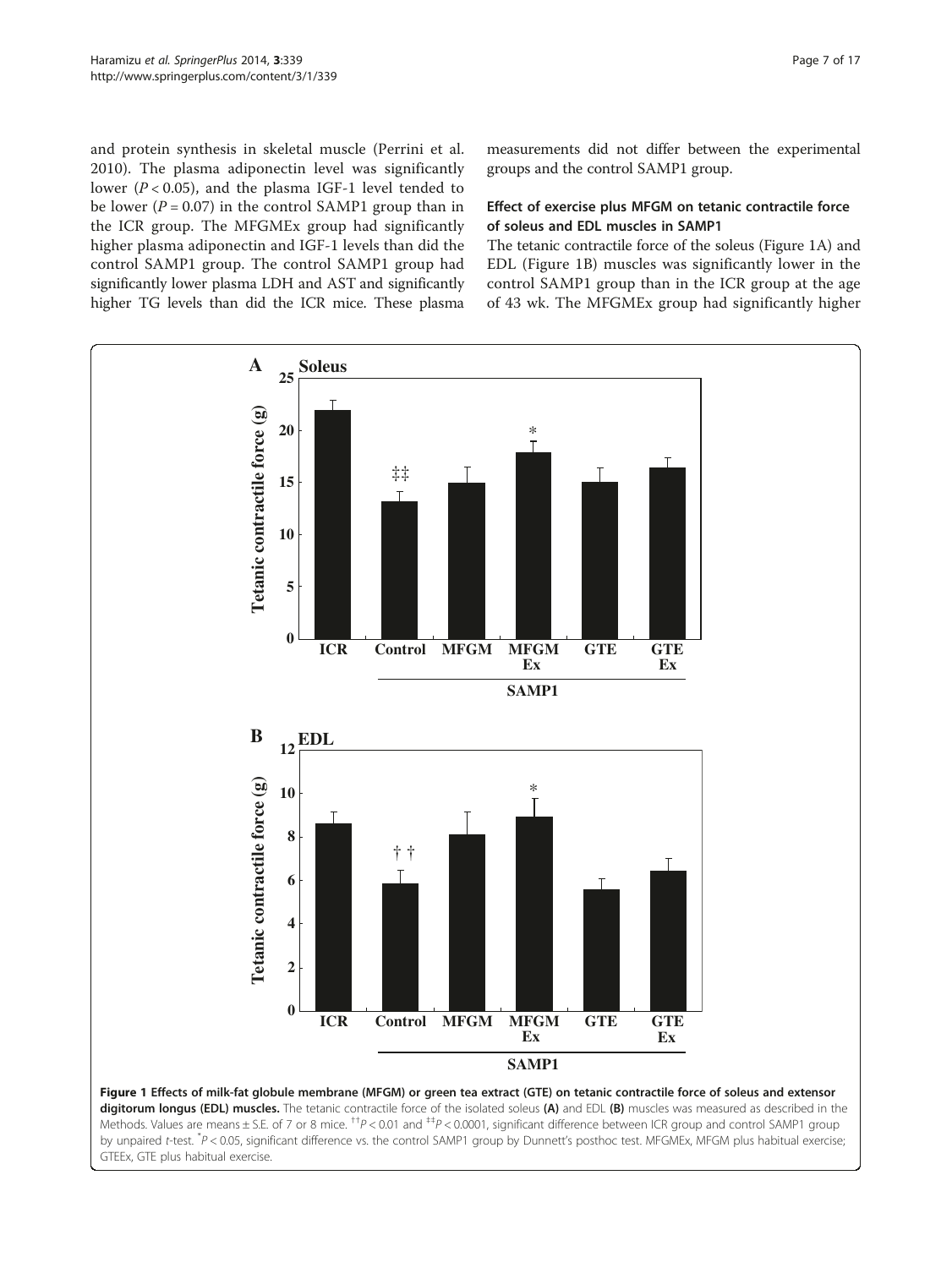and protein synthesis in skeletal muscle (Perrini et al. 2010). The plasma adiponectin level was significantly lower ($P < 0.05$), and the plasma IGF-1 level tended to be lower ($P = 0.07$) in the control SAMP1 group than in the ICR group. The MFGMEx group had significantly higher plasma adiponectin and IGF-1 levels than did the control SAMP1 group. The control SAMP1 group had significantly lower plasma LDH and AST and significantly higher TG levels than did the ICR mice. These plasma measurements did not differ between the experimental groups and the control SAMP1 group.

### Effect of exercise plus MFGM on tetanic contractile force of soleus and EDL muscles in SAMP1

The tetanic contractile force of the soleus (Figure 1A) and EDL (Figure 1B) muscles was significantly lower in the control SAMP1 group than in the ICR group at the age of 43 wk. The MFGMEx group had significantly higher

**Figure 1 Effects of milk-fat globule membrane (MFGM) or green tea extract (GTE) on tetanic contractile force of soleus and extensor digitorum longus (EDL) muscles.** The tetanic contractile force of the isolated soleus **(A)** and EDL **(B)** muscles was measured as described in the Methods. Values are means ± S.E. of 7 or 8 mice. ††$P < 0.01$ and ‡‡$P < 0.0001$, significant difference between ICR group and control SAMP1 group by unpaired *t*-test. *$P < 0.05$, significant difference vs. the control SAMP1 group by Dunnett's posthoc test. MFGMEx, MFGM plus habitual exercise; GTEEx, GTE plus habitual exercise.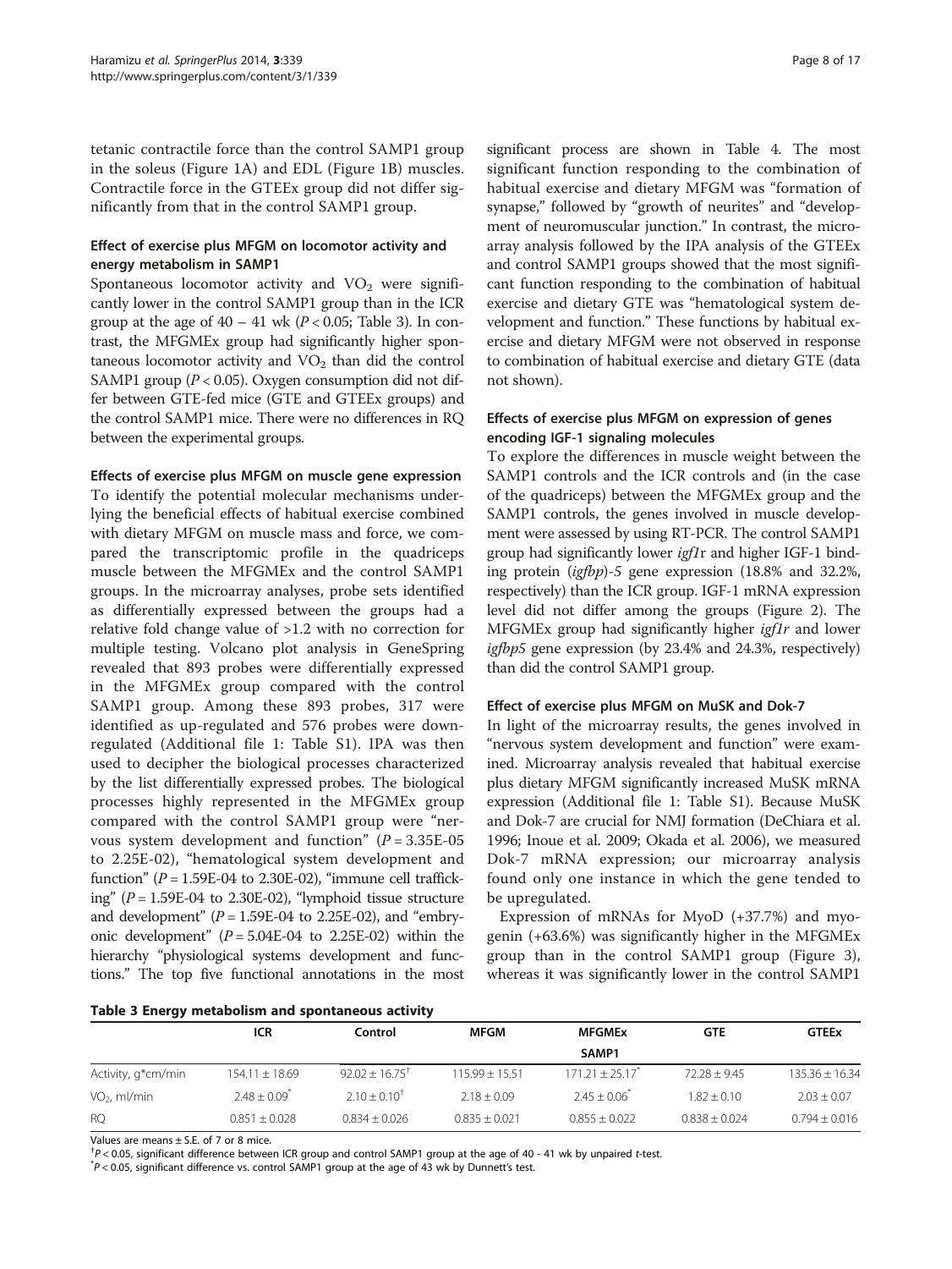tetanic contractile force than the control SAMP1 group in the soleus (Figure 1A) and EDL (Figure 1B) muscles. Contractile force in the GTEEx group did not differ significantly from that in the control SAMP1 group.

### Effect of exercise plus MFGM on locomotor activity and energy metabolism in SAMP1

Spontaneous locomotor activity and $VO_2$ were significantly lower in the control SAMP1 group than in the ICR group at the age of 40 – 41 wk ($P < 0.05$; Table 3). In contrast, the MFGMEx group had significantly higher spontaneous locomotor activity and $VO_2$ than did the control SAMP1 group ($P < 0.05$). Oxygen consumption did not differ between GTE-fed mice (GTE and GTEEx groups) and the control SAMP1 mice. There were no differences in RQ between the experimental groups.

### Effects of exercise plus MFGM on muscle gene expression

To identify the potential molecular mechanisms underlying the beneficial effects of habitual exercise combined with dietary MFGM on muscle mass and force, we compared the transcriptomic profile in the quadriceps muscle between the MFGMEx and the control SAMP1 groups. In the microarray analyses, probe sets identified as differentially expressed between the groups had a relative fold change value of >1.2 with no correction for multiple testing. Volcano plot analysis in GeneSpring revealed that 893 probes were differentially expressed in the MFGMEx group compared with the control SAMP1 group. Among these 893 probes, 317 were identified as up-regulated and 576 probes were down-regulated (Additional file 1: Table S1). IPA was then used to decipher the biological processes characterized by the list differentially expressed probes. The biological processes highly represented in the MFGMEx group compared with the control SAMP1 group were "nervous system development and function" ($P$ = 3.35E-05 to 2.25E-02), "hematological system development and function" ($P$ = 1.59E-04 to 2.30E-02), "immune cell trafficking" ($P$ = 1.59E-04 to 2.30E-02), "lymphoid tissue structure and development" ($P$ = 1.59E-04 to 2.25E-02), and "embryonic development" ($P$ = 5.04E-04 to 2.25E-02) within the hierarchy "physiological systems development and functions." The top five functional annotations in the most significant process are shown in Table 4. The most significant function responding to the combination of habitual exercise and dietary MFGM was "formation of synapse," followed by "growth of neurites" and "development of neuromuscular junction." In contrast, the microarray analysis followed by the IPA analysis of the GTEEx and control SAMP1 groups showed that the most significant function responding to the combination of habitual exercise and dietary GTE was "hematological system development and function." These functions by habitual exercise and dietary MFGM were not observed in response to combination of habitual exercise and dietary GTE (data not shown).

### Effects of exercise plus MFGM on expression of genes encoding IGF-1 signaling molecules

To explore the differences in muscle weight between the SAMP1 controls and the ICR controls and (in the case of the quadriceps) between the MFGMEx group and the SAMP1 controls, the genes involved in muscle development were assessed by using RT-PCR. The control SAMP1 group had significantly lower *igf1r* and higher IGF-1 binding protein (*igfbp*)-*5* gene expression (18.8% and 32.2%, respectively) than the ICR group. IGF-1 mRNA expression level did not differ among the groups (Figure 2). The MFGMEx group had significantly higher *igf1r* and lower *igfbp5* gene expression (by 23.4% and 24.3%, respectively) than did the control SAMP1 group.

### Effect of exercise plus MFGM on MuSK and Dok-7

In light of the microarray results, the genes involved in "nervous system development and function" were examined. Microarray analysis revealed that habitual exercise plus dietary MFGM significantly increased MuSK mRNA expression (Additional file 1: Table S1). Because MuSK and Dok-7 are crucial for NMJ formation (DeChiara et al. 1996; Inoue et al. 2009; Okada et al. 2006), we measured Dok-7 mRNA expression; our microarray analysis found only one instance in which the gene tended to be upregulated.

Expression of mRNAs for MyoD (+37.7%) and myogenin (+63.6%) was significantly higher in the MFGMEx group than in the control SAMP1 group (Figure 3), whereas it was significantly lower in the control SAMP1

**Table 3 Energy metabolism and spontaneous activity**

| | ICR | Control | MFGM | MFGMEx | GTE | GTEEx |
|---|---|---|---|---|---|---|
| | | | | SAMP1 | | |
| Activity, g*cm/min | 154.11 ± 18.69 | 92.02 ± 16.75† | 115.99 ± 15.51 | 171.21 ± 25.17* | 72.28 ± 9.45 | 135.36 ± 16.34 |
| $VO_2$, ml/min | 2.48 ± 0.09* | 2.10 ± 0.10† | 2.18 ± 0.09 | 2.45 ± 0.06* | 1.82 ± 0.10 | 2.03 ± 0.07 |
| RQ | 0.851 ± 0.028 | 0.834 ± 0.026 | 0.835 ± 0.021 | 0.855 ± 0.022 | 0.838 ± 0.024 | 0.794 ± 0.016 |

Values are means ± S.E. of 7 or 8 mice.
†$P < 0.05$, significant difference between ICR group and control SAMP1 group at the age of 40 - 41 wk by unpaired $t$-test.
*$P < 0.05$, significant difference vs. control SAMP1 group at the age of 43 wk by Dunnett's test.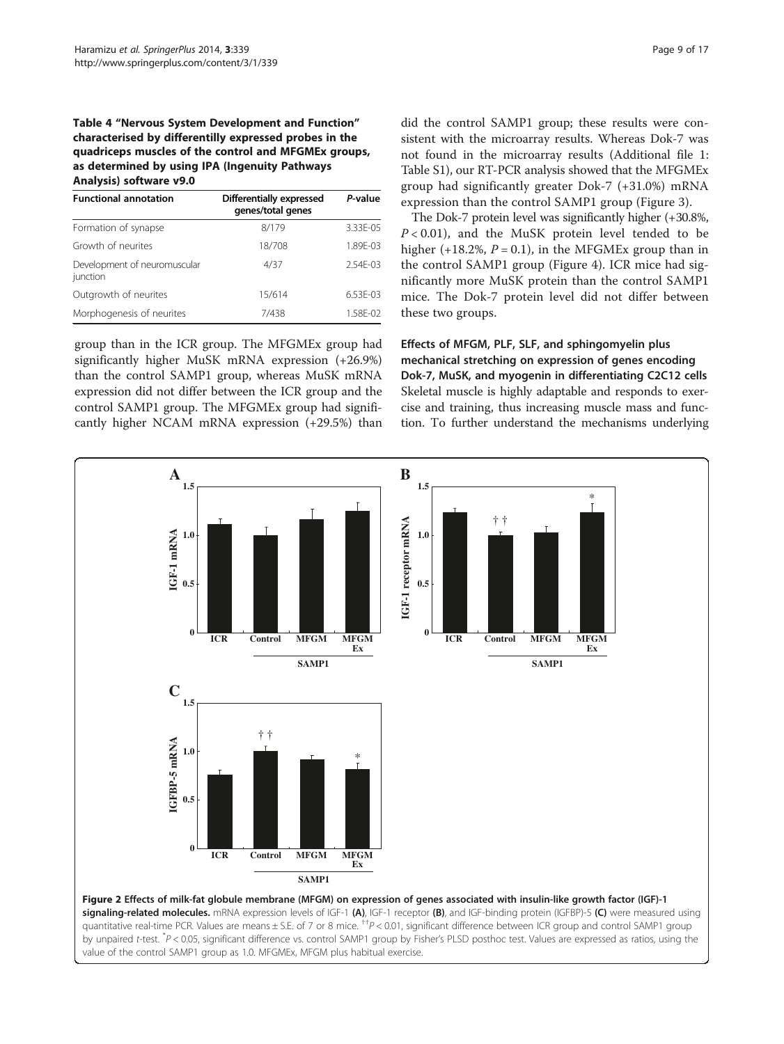**Table 4 "Nervous System Development and Function" characterised by differentilly expressed probes in the quadriceps muscles of the control and MFGMEx groups, as determined by using IPA (Ingenuity Pathways Analysis) software v9.0**

| Functional annotation | Differentially expressed genes/total genes | *P*-value |
|---|---|---|
| Formation of synapse | 8/179 | 3.33E-05 |
| Growth of neurites | 18/708 | 1.89E-03 |
| Development of neuromuscular junction | 4/37 | 2.54E-03 |
| Outgrowth of neurites | 15/614 | 6.53E-03 |
| Morphogenesis of neurites | 7/438 | 1.58E-02 |

group than in the ICR group. The MFGMEx group had significantly higher MuSK mRNA expression (+26.9%) than the control SAMP1 group, whereas MuSK mRNA expression did not differ between the ICR group and the control SAMP1 group. The MFGMEx group had significantly higher NCAM mRNA expression (+29.5%) than did the control SAMP1 group; these results were consistent with the microarray results. Whereas Dok-7 was not found in the microarray results (Additional file 1: Table S1), our RT-PCR analysis showed that the MFGMEx group had significantly greater Dok-7 (+31.0%) mRNA expression than the control SAMP1 group (Figure 3).

The Dok-7 protein level was significantly higher (+30.8%, $P < 0.01$), and the MuSK protein level tended to be higher (+18.2%, $P = 0.1$), in the MFGMEx group than in the control SAMP1 group (Figure 4). ICR mice had significantly more MuSK protein than the control SAMP1 mice. The Dok-7 protein level did not differ between these two groups.

### Effects of MFGM, PLF, SLF, and sphingomyelin plus mechanical stretching on expression of genes encoding Dok-7, MuSK, and myogenin in differentiating C2C12 cells

Skeletal muscle is highly adaptable and responds to exercise and training, thus increasing muscle mass and function. To further understand the mechanisms underlying

**Figure 2 Effects of milk-fat globule membrane (MFGM) on expression of genes associated with insulin-like growth factor (IGF)-1 signaling-related molecules.** mRNA expression levels of IGF-1 **(A)**, IGF-1 receptor **(B)**, and IGF-binding protein (IGFBP)-5 **(C)** were measured using quantitative real-time PCR. Values are means ± S.E. of 7 or 8 mice. ††$P < 0.01$, significant difference between ICR group and control SAMP1 group by unpaired *t*-test. *$P < 0.05$, significant difference vs. control SAMP1 group by Fisher's PLSD posthoc test. Values are expressed as ratios, using the value of the control SAMP1 group as 1.0. MFGMEx, MFGM plus habitual exercise.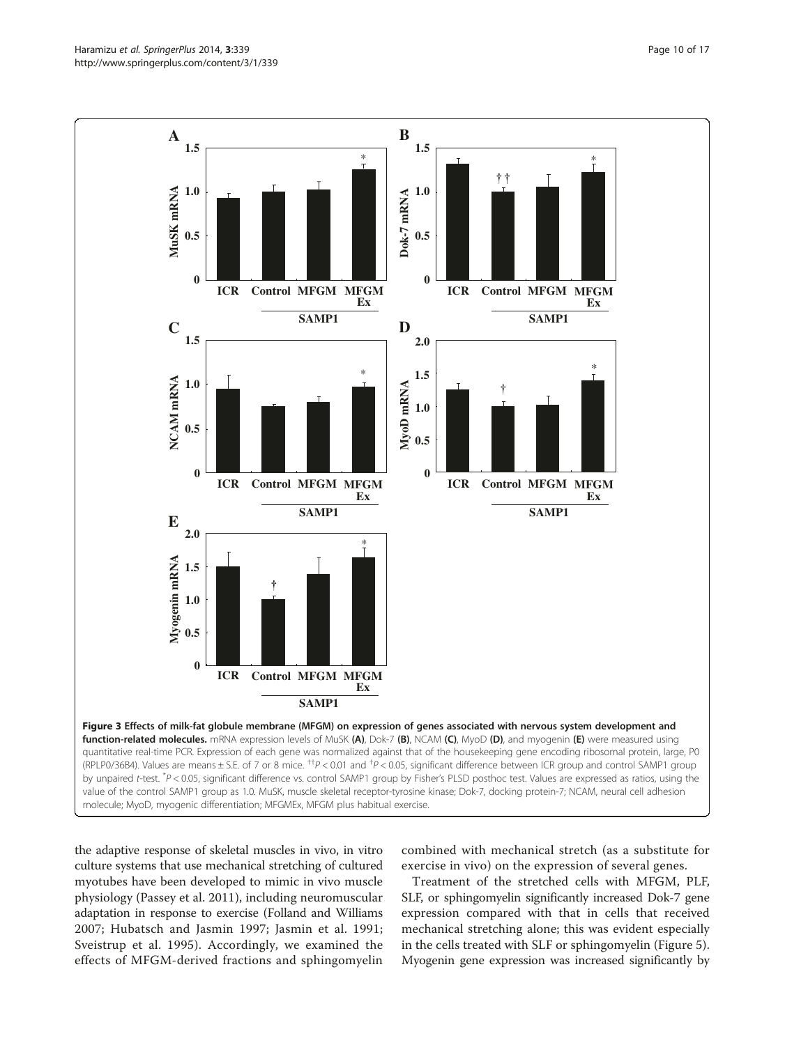**Figure 3 Effects of milk-fat globule membrane (MFGM) on expression of genes associated with nervous system development and function-related molecules.** mRNA expression levels of MuSK **(A)**, Dok-7 **(B)**, NCAM **(C)**, MyoD **(D)**, and myogenin **(E)** were measured using quantitative real-time PCR. Expression of each gene was normalized against that of the housekeeping gene encoding ribosomal protein, large, P0 (RPLP0/36B4). Values are means ± S.E. of 7 or 8 mice. ††$P < 0.01$ and †$P < 0.05$, significant difference between ICR group and control SAMP1 group by unpaired *t*-test. *$P < 0.05$, significant difference vs. control SAMP1 group by Fisher's PLSD posthoc test. Values are expressed as ratios, using the value of the control SAMP1 group as 1.0. MuSK, muscle skeletal receptor-tyrosine kinase; Dok-7, docking protein-7; NCAM, neural cell adhesion molecule; MyoD, myogenic differentiation; MFGMEx, MFGM plus habitual exercise.

the adaptive response of skeletal muscles in vivo, in vitro culture systems that use mechanical stretching of cultured myotubes have been developed to mimic in vivo muscle physiology (Passey et al. 2011), including neuromuscular adaptation in response to exercise (Folland and Williams 2007; Hubatsch and Jasmin 1997; Jasmin et al. 1991; Sveistrup et al. 1995). Accordingly, we examined the effects of MFGM-derived fractions and sphingomyelin combined with mechanical stretch (as a substitute for exercise in vivo) on the expression of several genes.

Treatment of the stretched cells with MFGM, PLF, SLF, or sphingomyelin significantly increased Dok-7 gene expression compared with that in cells that received mechanical stretching alone; this was evident especially in the cells treated with SLF or sphingomyelin (Figure 5). Myogenin gene expression was increased significantly by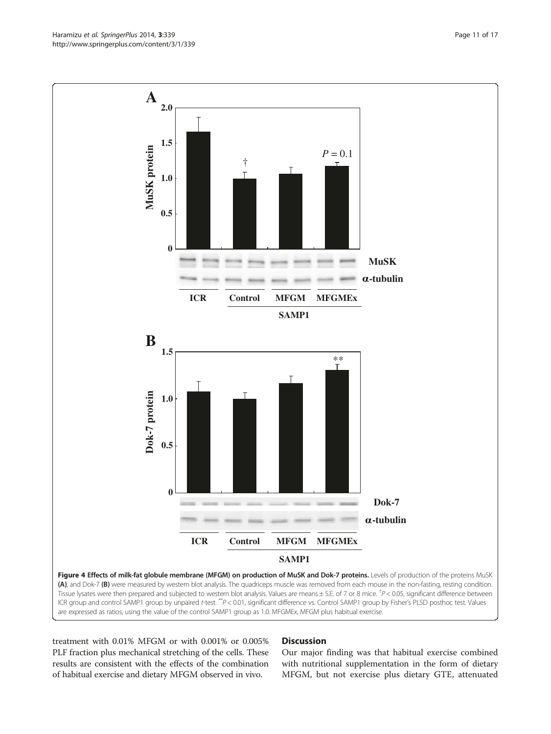**Figure 4 Effects of milk-fat globule membrane (MFGM) on production of MuSK and Dok-7 proteins.** Levels of production of the proteins MuSK **(A)**, and Dok-7 **(B)** were measured by western blot analysis. The quadriceps muscle was removed from each mouse in the non-fasting, resting condition. Tissue lysates were then prepared and subjected to western blot analysis. Values are means ± S.E. of 7 or 8 mice. †$P < 0.05$, significant difference between ICR group and control SAMP1 group by unpaired *t*-test. \*\*$P < 0.01$, significant difference vs. Control SAMP1 group by Fisher's PLSD posthoc test. Values are expressed as ratios, using the value of the control SAMP1 group as 1.0. MFGMEx, MFGM plus habitual exercise.

treatment with 0.01% MFGM or with 0.001% or 0.005% PLF fraction plus mechanical stretching of the cells. These results are consistent with the effects of the combination of habitual exercise and dietary MFGM observed in vivo.

## Discussion

Our major finding was that habitual exercise combined with nutritional supplementation in the form of dietary MFGM, but not exercise plus dietary GTE, attenuated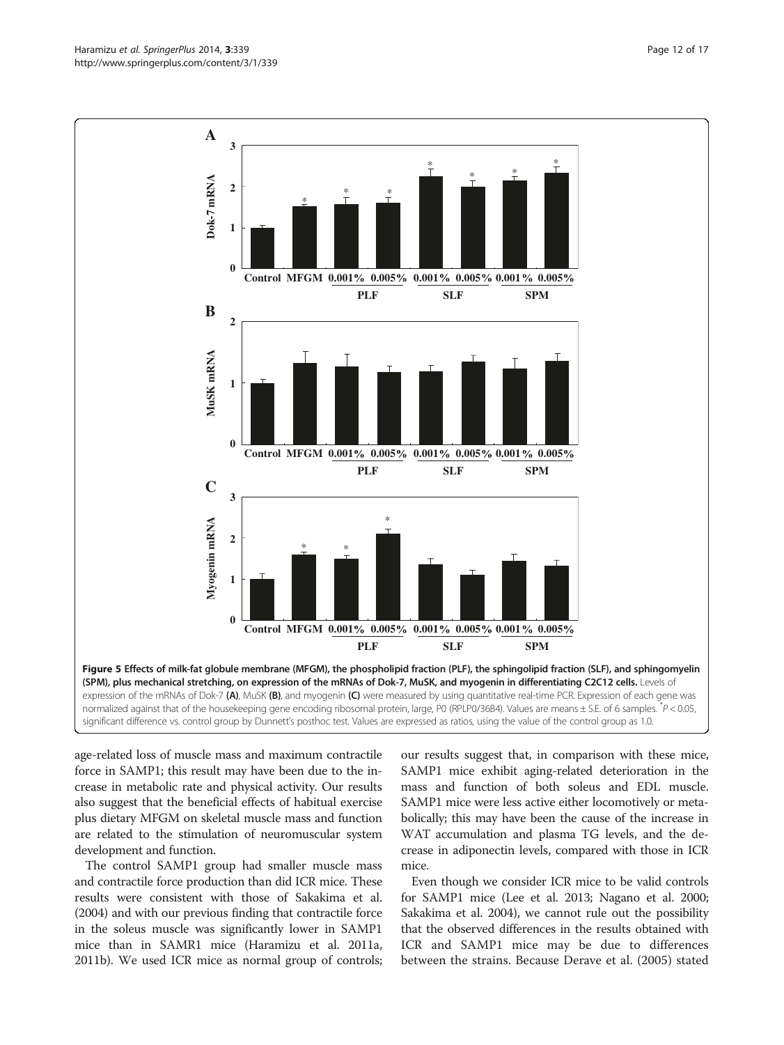**Figure 5 Effects of milk-fat globule membrane (MFGM), the phospholipid fraction (PLF), the sphingolipid fraction (SLF), and sphingomyelin (SPM), plus mechanical stretching, on expression of the mRNAs of Dok-7, MuSK, and myogenin in differentiating C2C12 cells.** Levels of expression of the mRNAs of Dok-7 **(A)**, MuSK **(B)**, and myogenin **(C)** were measured by using quantitative real-time PCR. Expression of each gene was normalized against that of the housekeeping gene encoding ribosomal protein, large, P0 (RPLP0/36B4). Values are means ± S.E. of 6 samples. *$P < 0.05$, significant difference vs. control group by Dunnett's posthoc test. Values are expressed as ratios, using the value of the control group as 1.0.

age-related loss of muscle mass and maximum contractile force in SAMP1; this result may have been due to the increase in metabolic rate and physical activity. Our results also suggest that the beneficial effects of habitual exercise plus dietary MFGM on skeletal muscle mass and function are related to the stimulation of neuromuscular system development and function.

The control SAMP1 group had smaller muscle mass and contractile force production than did ICR mice. These results were consistent with those of Sakakima et al. (2004) and with our previous finding that contractile force in the soleus muscle was significantly lower in SAMP1 mice than in SAMR1 mice (Haramizu et al. 2011a, 2011b). We used ICR mice as normal group of controls; our results suggest that, in comparison with these mice, SAMP1 mice exhibit aging-related deterioration in the mass and function of both soleus and EDL muscle. SAMP1 mice were less active either locomotively or metabolically; this may have been the cause of the increase in WAT accumulation and plasma TG levels, and the decrease in adiponectin levels, compared with those in ICR mice.

Even though we consider ICR mice to be valid controls for SAMP1 mice (Lee et al. 2013; Nagano et al. 2000; Sakakima et al. 2004), we cannot rule out the possibility that the observed differences in the results obtained with ICR and SAMP1 mice may be due to differences between the strains. Because Derave et al. (2005) stated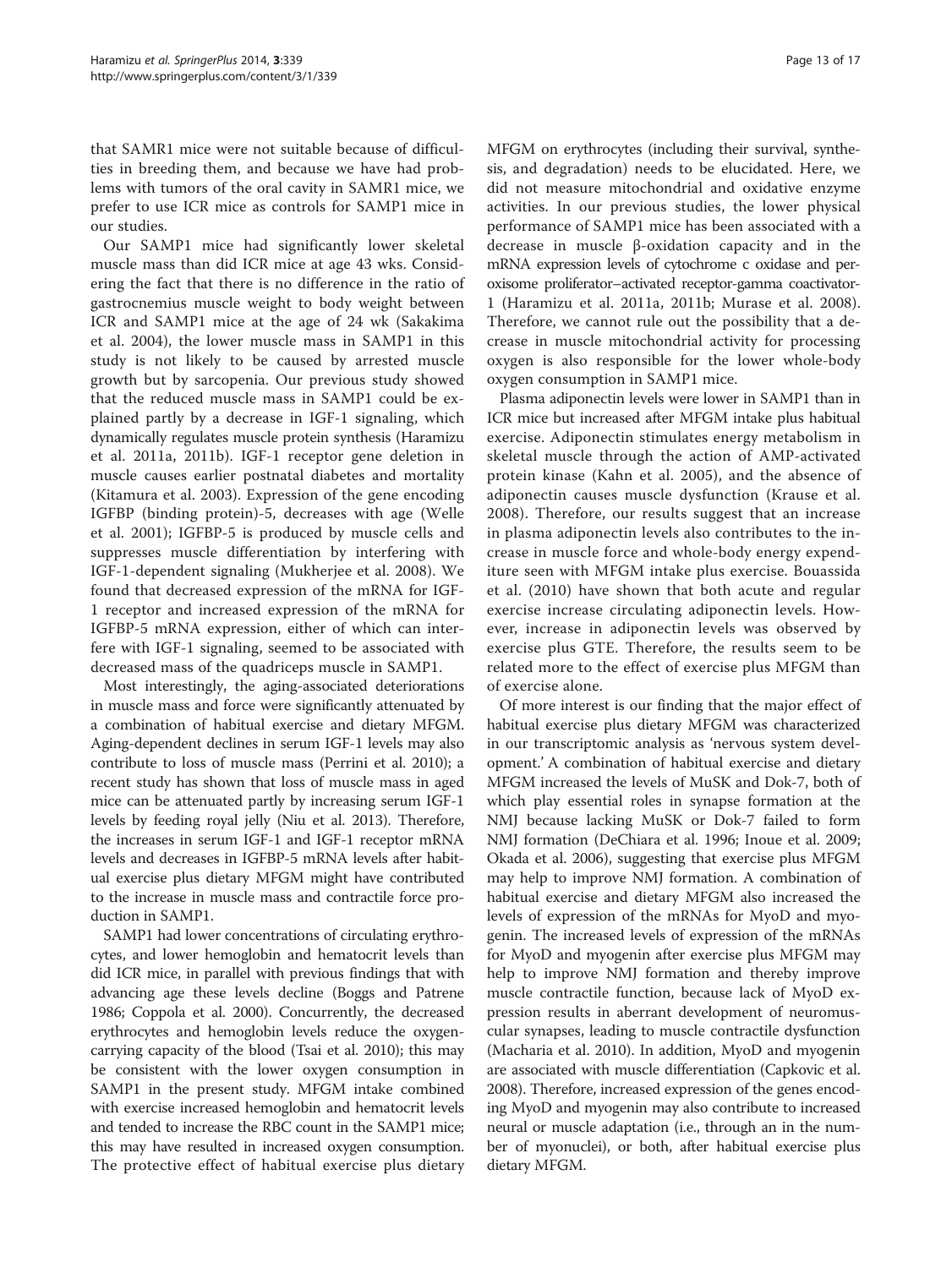that SAMR1 mice were not suitable because of difficulties in breeding them, and because we have had problems with tumors of the oral cavity in SAMR1 mice, we prefer to use ICR mice as controls for SAMP1 mice in our studies.

Our SAMP1 mice had significantly lower skeletal muscle mass than did ICR mice at age 43 wks. Considering the fact that there is no difference in the ratio of gastrocnemius muscle weight to body weight between ICR and SAMP1 mice at the age of 24 wk (Sakakima et al. 2004), the lower muscle mass in SAMP1 in this study is not likely to be caused by arrested muscle growth but by sarcopenia. Our previous study showed that the reduced muscle mass in SAMP1 could be explained partly by a decrease in IGF-1 signaling, which dynamically regulates muscle protein synthesis (Haramizu et al. 2011a, 2011b). IGF-1 receptor gene deletion in muscle causes earlier postnatal diabetes and mortality (Kitamura et al. 2003). Expression of the gene encoding IGFBP (binding protein)-5, decreases with age (Welle et al. 2001); IGFBP-5 is produced by muscle cells and suppresses muscle differentiation by interfering with IGF-1-dependent signaling (Mukherjee et al. 2008). We found that decreased expression of the mRNA for IGF-1 receptor and increased expression of the mRNA for IGFBP-5 mRNA expression, either of which can interfere with IGF-1 signaling, seemed to be associated with decreased mass of the quadriceps muscle in SAMP1.

Most interestingly, the aging-associated deteriorations in muscle mass and force were significantly attenuated by a combination of habitual exercise and dietary MFGM. Aging-dependent declines in serum IGF-1 levels may also contribute to loss of muscle mass (Perrini et al. 2010); a recent study has shown that loss of muscle mass in aged mice can be attenuated partly by increasing serum IGF-1 levels by feeding royal jelly (Niu et al. 2013). Therefore, the increases in serum IGF-1 and IGF-1 receptor mRNA levels and decreases in IGFBP-5 mRNA levels after habitual exercise plus dietary MFGM might have contributed to the increase in muscle mass and contractile force production in SAMP1.

SAMP1 had lower concentrations of circulating erythrocytes, and lower hemoglobin and hematocrit levels than did ICR mice, in parallel with previous findings that with advancing age these levels decline (Boggs and Patrene 1986; Coppola et al. 2000). Concurrently, the decreased erythrocytes and hemoglobin levels reduce the oxygen-carrying capacity of the blood (Tsai et al. 2010); this may be consistent with the lower oxygen consumption in SAMP1 in the present study. MFGM intake combined with exercise increased hemoglobin and hematocrit levels and tended to increase the RBC count in the SAMP1 mice; this may have resulted in increased oxygen consumption. The protective effect of habitual exercise plus dietary MFGM on erythrocytes (including their survival, synthesis, and degradation) needs to be elucidated. Here, we did not measure mitochondrial and oxidative enzyme activities. In our previous studies, the lower physical performance of SAMP1 mice has been associated with a decrease in muscle β-oxidation capacity and in the mRNA expression levels of cytochrome c oxidase and peroxisome proliferator–activated receptor-gamma coactivator-1 (Haramizu et al. 2011a, 2011b; Murase et al. 2008). Therefore, we cannot rule out the possibility that a decrease in muscle mitochondrial activity for processing oxygen is also responsible for the lower whole-body oxygen consumption in SAMP1 mice.

Plasma adiponectin levels were lower in SAMP1 than in ICR mice but increased after MFGM intake plus habitual exercise. Adiponectin stimulates energy metabolism in skeletal muscle through the action of AMP-activated protein kinase (Kahn et al. 2005), and the absence of adiponectin causes muscle dysfunction (Krause et al. 2008). Therefore, our results suggest that an increase in plasma adiponectin levels also contributes to the increase in muscle force and whole-body energy expenditure seen with MFGM intake plus exercise. Bouassida et al. (2010) have shown that both acute and regular exercise increase circulating adiponectin levels. However, increase in adiponectin levels was observed by exercise plus GTE. Therefore, the results seem to be related more to the effect of exercise plus MFGM than of exercise alone.

Of more interest is our finding that the major effect of habitual exercise plus dietary MFGM was characterized in our transcriptomic analysis as 'nervous system development.' A combination of habitual exercise and dietary MFGM increased the levels of MuSK and Dok-7, both of which play essential roles in synapse formation at the NMJ because lacking MuSK or Dok-7 failed to form NMJ formation (DeChiara et al. 1996; Inoue et al. 2009; Okada et al. 2006), suggesting that exercise plus MFGM may help to improve NMJ formation. A combination of habitual exercise and dietary MFGM also increased the levels of expression of the mRNAs for MyoD and myogenin. The increased levels of expression of the mRNAs for MyoD and myogenin after exercise plus MFGM may help to improve NMJ formation and thereby improve muscle contractile function, because lack of MyoD expression results in aberrant development of neuromuscular synapses, leading to muscle contractile dysfunction (Macharia et al. 2010). In addition, MyoD and myogenin are associated with muscle differentiation (Capkovic et al. 2008). Therefore, increased expression of the genes encoding MyoD and myogenin may also contribute to increased neural or muscle adaptation (i.e., through an in the number of myonuclei), or both, after habitual exercise plus dietary MFGM.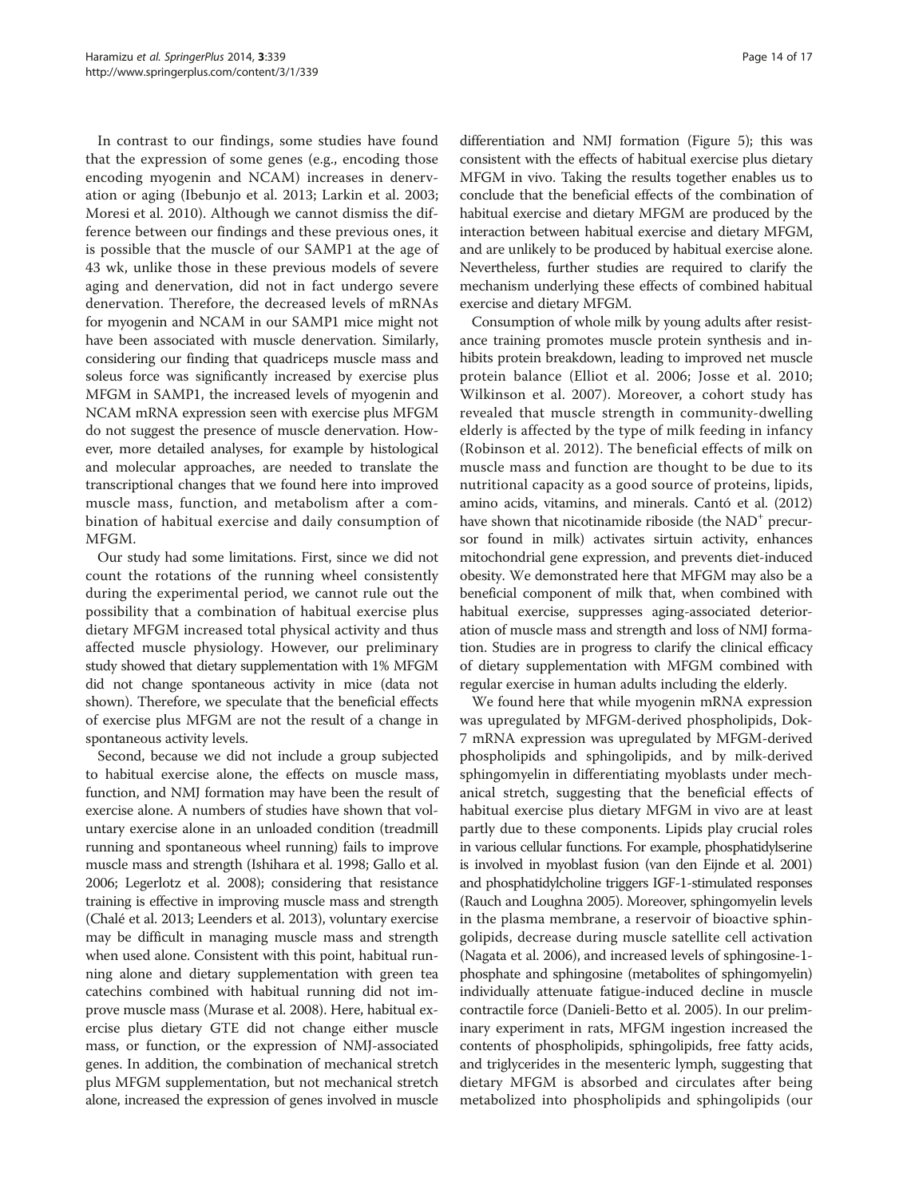In contrast to our findings, some studies have found that the expression of some genes (e.g., encoding those encoding myogenin and NCAM) increases in denervation or aging (Ibebunjo et al. 2013; Larkin et al. 2003; Moresi et al. 2010). Although we cannot dismiss the difference between our findings and these previous ones, it is possible that the muscle of our SAMP1 at the age of 43 wk, unlike those in these previous models of severe aging and denervation, did not in fact undergo severe denervation. Therefore, the decreased levels of mRNAs for myogenin and NCAM in our SAMP1 mice might not have been associated with muscle denervation. Similarly, considering our finding that quadriceps muscle mass and soleus force was significantly increased by exercise plus MFGM in SAMP1, the increased levels of myogenin and NCAM mRNA expression seen with exercise plus MFGM do not suggest the presence of muscle denervation. However, more detailed analyses, for example by histological and molecular approaches, are needed to translate the transcriptional changes that we found here into improved muscle mass, function, and metabolism after a combination of habitual exercise and daily consumption of MFGM.

Our study had some limitations. First, since we did not count the rotations of the running wheel consistently during the experimental period, we cannot rule out the possibility that a combination of habitual exercise plus dietary MFGM increased total physical activity and thus affected muscle physiology. However, our preliminary study showed that dietary supplementation with 1% MFGM did not change spontaneous activity in mice (data not shown). Therefore, we speculate that the beneficial effects of exercise plus MFGM are not the result of a change in spontaneous activity levels.

Second, because we did not include a group subjected to habitual exercise alone, the effects on muscle mass, function, and NMJ formation may have been the result of exercise alone. A numbers of studies have shown that voluntary exercise alone in an unloaded condition (treadmill running and spontaneous wheel running) fails to improve muscle mass and strength (Ishihara et al. 1998; Gallo et al. 2006; Legerlotz et al. 2008); considering that resistance training is effective in improving muscle mass and strength (Chalé et al. 2013; Leenders et al. 2013), voluntary exercise may be difficult in managing muscle mass and strength when used alone. Consistent with this point, habitual running alone and dietary supplementation with green tea catechins combined with habitual running did not improve muscle mass (Murase et al. 2008). Here, habitual exercise plus dietary GTE did not change either muscle mass, or function, or the expression of NMJ-associated genes. In addition, the combination of mechanical stretch plus MFGM supplementation, but not mechanical stretch alone, increased the expression of genes involved in muscle differentiation and NMJ formation (Figure 5); this was consistent with the effects of habitual exercise plus dietary MFGM in vivo. Taking the results together enables us to conclude that the beneficial effects of the combination of habitual exercise and dietary MFGM are produced by the interaction between habitual exercise and dietary MFGM, and are unlikely to be produced by habitual exercise alone. Nevertheless, further studies are required to clarify the mechanism underlying these effects of combined habitual exercise and dietary MFGM.

Consumption of whole milk by young adults after resistance training promotes muscle protein synthesis and inhibits protein breakdown, leading to improved net muscle protein balance (Elliot et al. 2006; Josse et al. 2010; Wilkinson et al. 2007). Moreover, a cohort study has revealed that muscle strength in community-dwelling elderly is affected by the type of milk feeding in infancy (Robinson et al. 2012). The beneficial effects of milk on muscle mass and function are thought to be due to its nutritional capacity as a good source of proteins, lipids, amino acids, vitamins, and minerals. Cantó et al. (2012) have shown that nicotinamide riboside (the $NAD^+$ precursor found in milk) activates sirtuin activity, enhances mitochondrial gene expression, and prevents diet-induced obesity. We demonstrated here that MFGM may also be a beneficial component of milk that, when combined with habitual exercise, suppresses aging-associated deterioration of muscle mass and strength and loss of NMJ formation. Studies are in progress to clarify the clinical efficacy of dietary supplementation with MFGM combined with regular exercise in human adults including the elderly.

We found here that while myogenin mRNA expression was upregulated by MFGM-derived phospholipids, Dok-7 mRNA expression was upregulated by MFGM-derived phospholipids and sphingolipids, and by milk-derived sphingomyelin in differentiating myoblasts under mechanical stretch, suggesting that the beneficial effects of habitual exercise plus dietary MFGM in vivo are at least partly due to these components. Lipids play crucial roles in various cellular functions. For example, phosphatidylserine is involved in myoblast fusion (van den Eijnde et al. 2001) and phosphatidylcholine triggers IGF-1-stimulated responses (Rauch and Loughna 2005). Moreover, sphingomyelin levels in the plasma membrane, a reservoir of bioactive sphingolipids, decrease during muscle satellite cell activation (Nagata et al. 2006), and increased levels of sphingosine-1-phosphate and sphingosine (metabolites of sphingomyelin) individually attenuate fatigue-induced decline in muscle contractile force (Danieli-Betto et al. 2005). In our preliminary experiment in rats, MFGM ingestion increased the contents of phospholipids, sphingolipids, free fatty acids, and triglycerides in the mesenteric lymph, suggesting that dietary MFGM is absorbed and circulates after being metabolized into phospholipids and sphingolipids (our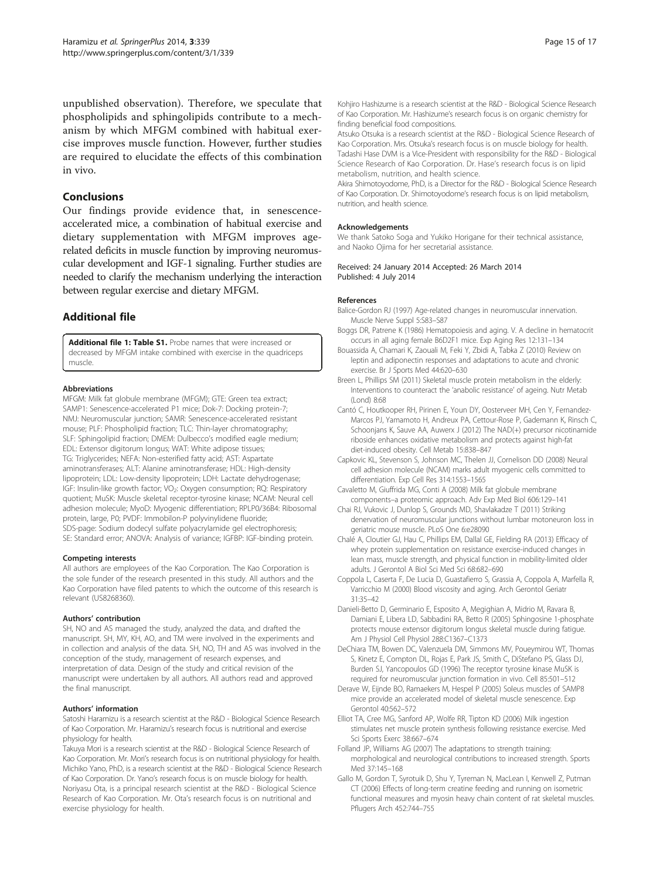unpublished observation). Therefore, we speculate that phospholipids and sphingolipids contribute to a mechanism by which MFGM combined with habitual exercise improves muscle function. However, further studies are required to elucidate the effects of this combination in vivo.

## Conclusions

Our findings provide evidence that, in senescence-accelerated mice, a combination of habitual exercise and dietary supplementation with MFGM improves age-related deficits in muscle function by improving neuromuscular development and IGF-1 signaling. Further studies are needed to clarify the mechanism underlying the interaction between regular exercise and dietary MFGM.

## Additional file

**Additional file 1: Table S1.** Probe names that were increased or decreased by MFGM intake combined with exercise in the quadriceps muscle.

#### Abbreviations

MFGM: Milk fat globule membrane (MFGM); GTE: Green tea extract; SAMP1: Senescence-accelerated P1 mice; Dok-7: Docking protein-7; NMJ: Neuromuscular junction; SAMR: Senescence-accelerated resistant mouse; PLF: Phospholipid fraction; TLC: Thin-layer chromatography; SLF: Sphingolipid fraction; DMEM: Dulbecco's modified eagle medium; EDL: Extensor digitorum longus; WAT: White adipose tissues; TG: Triglycerides; NEFA: Non-esterified fatty acid; AST: Aspartate aminotransferases; ALT: Alanine aminotransferase; HDL: High-density lipoprotein; LDL: Low-density lipoprotein; LDH: Lactate dehydrogenase; IGF: Insulin-like growth factor; $VO_2$: Oxygen consumption; RQ: Respiratory quotient; MuSK: Muscle skeletal receptor-tyrosine kinase; NCAM: Neural cell adhesion molecule; MyoD: Myogenic differentiation; RPLP0/36B4: Ribosomal protein, large, P0; PVDF: Immobilon-P polyvinylidene fluoride; SDS-page: Sodium dodecyl sulfate polyacrylamide gel electrophoresis; SE: Standard error; ANOVA: Analysis of variance; IGFBP: IGF-binding protein.

#### Competing interests

All authors are employees of the Kao Corporation. The Kao Corporation is the sole funder of the research presented in this study. All authors and the Kao Corporation have filed patents to which the outcome of this research is relevant (US8268360).

#### Authors' contribution

SH, NO and AS managed the study, analyzed the data, and drafted the manuscript. SH, MY, KH, AO, and TM were involved in the experiments and in collection and analysis of the data. SH, NO, TH and AS was involved in the conception of the study, management of research expenses, and interpretation of data. Design of the study and critical revision of the manuscript were undertaken by all authors. All authors read and approved the final manuscript.

#### Authors' information

Satoshi Haramizu is a research scientist at the R&D - Biological Science Research of Kao Corporation. Mr. Haramizu's research focus is nutritional and exercise physiology for health.
Takuya Mori is a research scientist at the R&D - Biological Science Research of Kao Corporation. Mr. Mori's research focus is on nutritional physiology for health.
Michiko Yano, PhD, is a research scientist at the R&D - Biological Science Research of Kao Corporation. Dr. Yano's research focus is on muscle biology for health.
Noriyasu Ota, is a principal research scientist at the R&D - Biological Science Research of Kao Corporation. Mr. Ota's research focus is on nutritional and exercise physiology for health.
Kohjiro Hashizume is a research scientist at the R&D - Biological Science Research of Kao Corporation. Mr. Hashizume's research focus is on organic chemistry for finding beneficial food compositions.
Atsuko Otsuka is a research scientist at the R&D - Biological Science Research of Kao Corporation. Mrs. Otsuka's research focus is on muscle biology for health.
Tadashi Hase DVM is a Vice-President with responsibility for the R&D - Biological Science Research of Kao Corporation. Dr. Hase's research focus is on lipid metabolism, nutrition, and health science.
Akira Shimotoyodome, PhD, is a Director for the R&D - Biological Science Research of Kao Corporation. Dr. Shimotoyodome's research focus is on lipid metabolism, nutrition, and health science.

#### Acknowledgements

We thank Satoko Soga and Yukiko Horigane for their technical assistance, and Naoko Ojima for her secretarial assistance.

Received: 24 January 2014 Accepted: 26 March 2014
Published: 4 July 2014

#### References

Balice-Gordon RJ (1997) Age-related changes in neuromuscular innervation. Muscle Nerve Suppl 5:S83–S87
Boggs DR, Patrene K (1986) Hematopoiesis and aging. V. A decline in hematocrit occurs in all aging female B6D2F1 mice. Exp Aging Res 12:131–134
Bouassida A, Chamari K, Zaouali M, Feki Y, Zbidi A, Tabka Z (2010) Review on leptin and adiponectin responses and adaptations to acute and chronic exercise. Br J Sports Med 44:620–630
Breen L, Phillips SM (2011) Skeletal muscle protein metabolism in the elderly: Interventions to counteract the 'anabolic resistance' of ageing. Nutr Metab (Lond) 8:68
Cantó C, Houtkooper RH, Pirinen E, Youn DY, Oosterveer MH, Cen Y, Fernandez-Marcos PJ, Yamamoto H, Andreux PA, Cettour-Rose P, Gademann K, Rinsch C, Schoonjans K, Sauve AA, Auwerx J (2012) The NAD(+) precursor nicotinamide riboside enhances oxidative metabolism and protects against high-fat diet-induced obesity. Cell Metab 15:838–847
Capkovic KL, Stevenson S, Johnson MC, Thelen JJ, Cornelison DD (2008) Neural cell adhesion molecule (NCAM) marks adult myogenic cells committed to differentiation. Exp Cell Res 314:1553–1565
Cavaletto M, Giuffrida MG, Conti A (2008) Milk fat globule membrane components–a proteomic approach. Adv Exp Med Biol 606:129–141
Chai RJ, Vukovic J, Dunlop S, Grounds MD, Shavlakadze T (2011) Striking denervation of neuromuscular junctions without lumbar motoneuron loss in geriatric mouse muscle. PLoS One 6:e28090
Chalé A, Cloutier GJ, Hau C, Phillips EM, Dallal GE, Fielding RA (2013) Efficacy of whey protein supplementation on resistance exercise-induced changes in lean mass, muscle strength, and physical function in mobility-limited older adults. J Gerontol A Biol Sci Med Sci 68:682–690
Coppola L, Caserta F, De Lucia D, Guastafierro S, Grassia A, Coppola A, Marfella R, Varricchio M (2000) Blood viscosity and aging. Arch Gerontol Geriatr 31:35–42
Danieli-Betto D, Germinario E, Esposito A, Megighian A, Midrio M, Ravara B, Damiani E, Libera LD, Sabbadini RA, Betto R (2005) Sphingosine 1-phosphate protects mouse extensor digitorum longus skeletal muscle during fatigue. Am J Physiol Cell Physiol 288:C1367–C1373
DeChiara TM, Bowen DC, Valenzuela DM, Simmons MV, Poueymirou WT, Thomas S, Kinetz E, Compton DL, Rojas E, Park JS, Smith C, DiStefano PS, Glass DJ, Burden SJ, Yancopoulos GD (1996) The receptor tyrosine kinase MuSK is required for neuromuscular junction formation in vivo. Cell 85:501–512
Derave W, Eijnde BO, Ramaekers M, Hespel P (2005) Soleus muscles of SAMP8 mice provide an accelerated model of skeletal muscle senescence. Exp Gerontol 40:562–572
Elliot TA, Cree MG, Sanford AP, Wolfe RR, Tipton KD (2006) Milk ingestion stimulates net muscle protein synthesis following resistance exercise. Med Sci Sports Exerc 38:667–674
Folland JP, Williams AG (2007) The adaptations to strength training: morphological and neurological contributions to increased strength. Sports Med 37:145–168
Gallo M, Gordon T, Syrotuik D, Shu Y, Tyreman N, MacLean I, Kenwell Z, Putman CT (2006) Effects of long-term creatine feeding and running on isometric functional measures and myosin heavy chain content of rat skeletal muscles. Pflugers Arch 452:744–755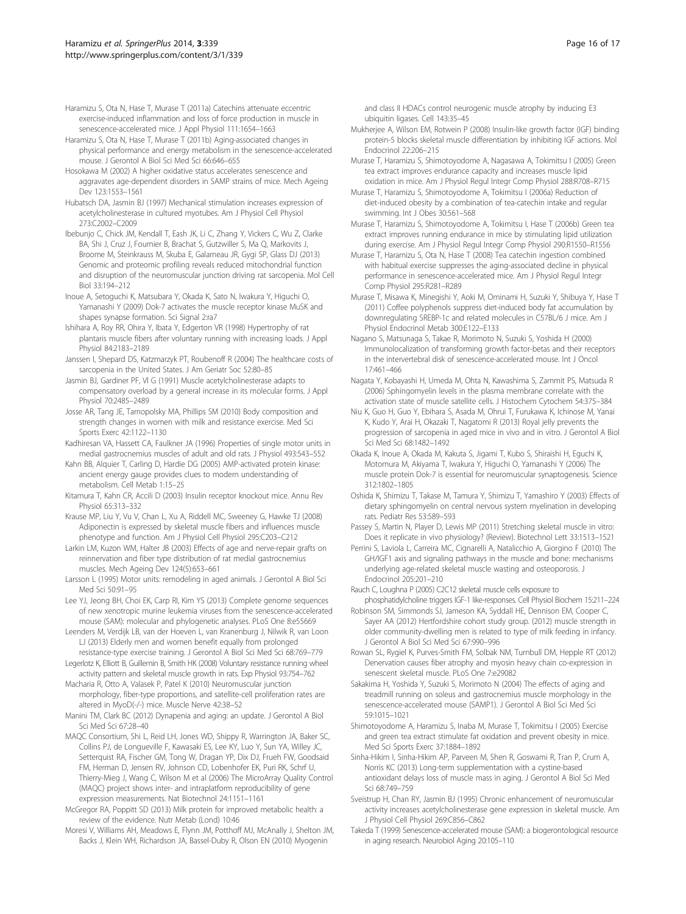Haramizu S, Ota N, Hase T, Murase T (2011a) Catechins attenuate eccentric exercise-induced inflammation and loss of force production in muscle in senescence-accelerated mice. J Appl Physiol 111:1654–1663

Haramizu S, Ota N, Hase T, Murase T (2011b) Aging-associated changes in physical performance and energy metabolism in the senescence-accelerated mouse. J Gerontol A Biol Sci Med Sci 66:646–655

Hosokawa M (2002) A higher oxidative status accelerates senescence and aggravates age-dependent disorders in SAMP strains of mice. Mech Ageing Dev 123:1553–1561

Hubatsch DA, Jasmin BJ (1997) Mechanical stimulation increases expression of acetylcholinesterase in cultured myotubes. Am J Physiol Cell Physiol 273:C2002–C2009

Ibebunjo C, Chick JM, Kendall T, Eash JK, Li C, Zhang Y, Vickers C, Wu Z, Clarke BA, Shi J, Cruz J, Fournier B, Brachat S, Gutzwiller S, Ma Q, Markovits J, Broome M, Steinkrauss M, Skuba E, Galarneau JR, Gygi SP, Glass DJ (2013) Genomic and proteomic profiling reveals reduced mitochondrial function and disruption of the neuromuscular junction driving rat sarcopenia. Mol Cell Biol 33:194–212

Inoue A, Setoguchi K, Matsubara Y, Okada K, Sato N, Iwakura Y, Higuchi O, Yamanashi Y (2009) Dok-7 activates the muscle receptor kinase MuSK and shapes synapse formation. Sci Signal 2:ra7

Ishihara A, Roy RR, Ohira Y, Ibata Y, Edgerton VR (1998) Hypertrophy of rat plantaris muscle fibers after voluntary running with increasing loads. J Appl Physiol 84:2183–2189

Janssen I, Shepard DS, Katzmarzyk PT, Roubenoff R (2004) The healthcare costs of sarcopenia in the United States. J Am Geriatr Soc 52:80–85

Jasmin BJ, Gardiner PF, Vl G (1991) Muscle acetylcholinesterase adapts to compensatory overload by a general increase in its molecular forms. J Appl Physiol 70:2485–2489

Josse AR, Tang JE, Tarnopolsky MA, Phillips SM (2010) Body composition and strength changes in women with milk and resistance exercise. Med Sci Sports Exerc 42:1122–1130

Kadhiresan VA, Hassett CA, Faulkner JA (1996) Properties of single motor units in medial gastrocnemius muscles of adult and old rats. J Physiol 493:543–552

Kahn BB, Alquier T, Carling D, Hardie DG (2005) AMP-activated protein kinase: ancient energy gauge provides clues to modern understanding of metabolism. Cell Metab 1:15–25

Kitamura T, Kahn CR, Accili D (2003) Insulin receptor knockout mice. Annu Rev Physiol 65:313–332

Krause MP, Liu Y, Vu V, Chan L, Xu A, Riddell MC, Sweeney G, Hawke TJ (2008) Adiponectin is expressed by skeletal muscle fibers and influences muscle phenotype and function. Am J Physiol Cell Physiol 295:C203–C212

Larkin LM, Kuzon WM, Halter JB (2003) Effects of age and nerve-repair grafts on reinnervation and fiber type distribution of rat medial gastrocnemius muscles. Mech Ageing Dev 124(5):653–661

Larsson L (1995) Motor units: remodeling in aged animals. J Gerontol A Biol Sci Med Sci 50:91–95

Lee YJ, Jeong BH, Choi EK, Carp RI, Kim YS (2013) Complete genome sequences of new xenotropic murine leukemia viruses from the senescence-accelerated mouse (SAM): molecular and phylogenetic analyses. PLoS One 8:e55669

Leenders M, Verdijk LB, van der Hoeven L, van Kranenburg J, Nilwik R, van Loon LJ (2013) Elderly men and women benefit equally from prolonged resistance-type exercise training. J Gerontol A Biol Sci Med Sci 68:769–779

Legerlotz K, Elliott B, Guillemin B, Smith HK (2008) Voluntary resistance running wheel activity pattern and skeletal muscle growth in rats. Exp Physiol 93:754–762

Macharia R, Otto A, Valasek P, Patel K (2010) Neuromuscular junction morphology, fiber-type proportions, and satellite-cell proliferation rates are altered in MyoD(-/-) mice. Muscle Nerve 42:38–52

Manini TM, Clark BC (2012) Dynapenia and aging: an update. J Gerontol A Biol Sci Med Sci 67:28–40

MAQC Consortium, Shi L, Reid LH, Jones WD, Shippy R, Warrington JA, Baker SC, Collins PJ, de Longueville F, Kawasaki ES, Lee KY, Luo Y, Sun YA, Willey JC, Setterquist RA, Fischer GM, Tong W, Dragan YP, Dix DJ, Frueh FW, Goodsaid FM, Herman D, Jensen RV, Johnson CD, Lobenhofer EK, Puri RK, Schrf U, Thierry-Mieg J, Wang C, Wilson M et al (2006) The MicroArray Quality Control (MAQC) project shows inter- and intraplatform reproducibility of gene expression measurements. Nat Biotechnol 24:1151–1161

McGregor RA, Poppitt SD (2013) Milk protein for improved metabolic health: a review of the evidence. Nutr Metab (Lond) 10:46

Moresi V, Williams AH, Meadows E, Flynn JM, Potthoff MJ, McAnally J, Shelton JM, Backs J, Klein WH, Richardson JA, Bassel-Duby R, Olson EN (2010) Myogenin and class II HDACs control neurogenic muscle atrophy by inducing E3 ubiquitin ligases. Cell 143:35–45

Mukherjee A, Wilson EM, Rotwein P (2008) Insulin-like growth factor (IGF) binding protein-5 blocks skeletal muscle differentiation by inhibiting IGF actions. Mol Endocrinol 22:206–215

Murase T, Haramizu S, Shimotoyodome A, Nagasawa A, Tokimitsu I (2005) Green tea extract improves endurance capacity and increases muscle lipid oxidation in mice. Am J Physiol Regul Integr Comp Physiol 288:R708–R715

Murase T, Haramizu S, Shimotoyodome A, Tokimitsu I (2006a) Reduction of diet-induced obesity by a combination of tea-catechin intake and regular swimming. Int J Obes 30:561–568

Murase T, Haramizu S, Shimotoyodome A, Tokimitsu I, Hase T (2006b) Green tea extract improves running endurance in mice by stimulating lipid utilization during exercise. Am J Physiol Regul Integr Comp Physiol 290:R1550–R1556

Murase T, Haramizu S, Ota N, Hase T (2008) Tea catechin ingestion combined with habitual exercise suppresses the aging-associated decline in physical performance in senescence-accelerated mice. Am J Physiol Regul Integr Comp Physiol 295:R281–R289

Murase T, Misawa K, Minegishi Y, Aoki M, Ominami H, Suzuki Y, Shibuya Y, Hase T (2011) Coffee polyphenols suppress diet-induced body fat accumulation by downregulating SREBP-1c and related molecules in C57BL/6 J mice. Am J Physiol Endocrinol Metab 300:E122–E133

Nagano S, Matsunaga S, Takae R, Morimoto N, Suzuki S, Yoshida H (2000) Immunolocalization of transforming growth factor-betas and their receptors in the intervertebral disk of senescence-accelerated mouse. Int J Oncol 17:461–466

Nagata Y, Kobayashi H, Umeda M, Ohta N, Kawashima S, Zammit PS, Matsuda R (2006) Sphingomyelin levels in the plasma membrane correlate with the activation state of muscle satellite cells. J Histochem Cytochem 54:375–384

Niu K, Guo H, Guo Y, Ebihara S, Asada M, Ohrui T, Furukawa K, Ichinose M, Yanai K, Kudo Y, Arai H, Okazaki T, Nagatomi R (2013) Royal jelly prevents the progression of sarcopenia in aged mice in vivo and in vitro. J Gerontol A Biol Sci Med Sci 68:1482–1492

Okada K, Inoue A, Okada M, Kakuta S, Jigami T, Kubo S, Shiraishi H, Eguchi K, Motomura M, Akiyama T, Iwakura Y, Higuchi O, Yamanashi Y (2006) The muscle protein Dok-7 is essential for neuromuscular synaptogenesis. Science 312:1802–1805

Oshida K, Shimizu T, Takase M, Tamura Y, Shimizu T, Yamashiro Y (2003) Effects of dietary sphingomyelin on central nervous system myelination in developing rats. Pediatr Res 53:589–593

Passey S, Martin N, Player D, Lewis MP (2011) Stretching skeletal muscle in vitro: Does it replicate in vivo physiology? (Review). Biotechnol Lett 33:1513–1521

Perrini S, Laviola L, Carreira MC, Cignarelli A, Natalicchio A, Giorgino F (2010) The GH/IGF1 axis and signaling pathways in the muscle and bone: mechanisms underlying age-related skeletal muscle wasting and osteoporosis. J Endocrinol 205:201–210

Rauch C, Loughna P (2005) C2C12 skeletal muscle cells exposure to phosphatidylcholine triggers IGF-1 like-responses. Cell Physiol Biochem 15:211–224

Robinson SM, Simmonds SJ, Jameson KA, Syddall HE, Dennison EM, Cooper C, Sayer AA (2012) Hertfordshire cohort study group. (2012) muscle strength in older community-dwelling men is related to type of milk feeding in infancy. J Gerontol A Biol Sci Med Sci 67:990–996

Rowan SL, Rygiel K, Purves-Smith FM, Solbak NM, Turnbull DM, Hepple RT (2012) Denervation causes fiber atrophy and myosin heavy chain co-expression in senescent skeletal muscle. PLoS One 7:e29082

Sakakima H, Yoshida Y, Suzuki S, Morimoto N (2004) The effects of aging and treadmill running on soleus and gastrocnemius muscle morphology in the senescence-accelerated mouse (SAMP1). J Gerontol A Biol Sci Med Sci 59:1015–1021

Shimotoyodome A, Haramizu S, Inaba M, Murase T, Tokimitsu I (2005) Exercise and green tea extract stimulate fat oxidation and prevent obesity in mice. Med Sci Sports Exerc 37:1884–1892

Sinha-Hikim I, Sinha-Hikim AP, Parveen M, Shen R, Goswami R, Tran P, Crum A, Norris KC (2013) Long-term supplementation with a cystine-based antioxidant delays loss of muscle mass in aging. J Gerontol A Biol Sci Med Sci 68:749–759

Sveistrup H, Chan RY, Jasmin BJ (1995) Chronic enhancement of neuromuscular activity increases acetylcholinesterase gene expression in skeletal muscle. Am J Physiol Cell Physiol 269:C856–C862

Takeda T (1999) Senescence-accelerated mouse (SAM): a biogerontological resource in aging research. Neurobiol Aging 20:105–110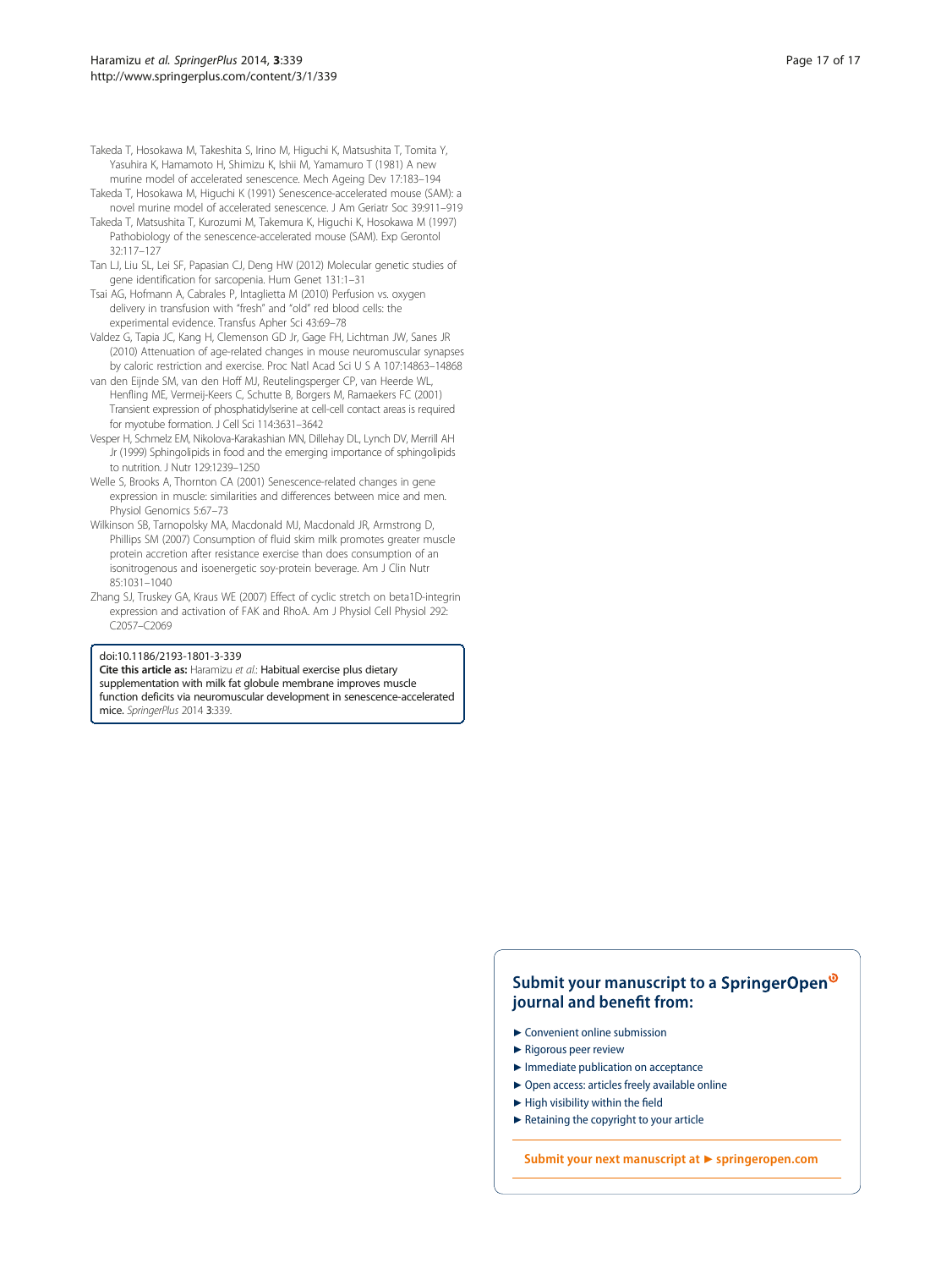Takeda T, Hosokawa M, Takeshita S, Irino M, Higuchi K, Matsushita T, Tomita Y, Yasuhira K, Hamamoto H, Shimizu K, Ishii M, Yamamuro T (1981) A new murine model of accelerated senescence. Mech Ageing Dev 17:183–194

Takeda T, Hosokawa M, Higuchi K (1991) Senescence-accelerated mouse (SAM): a novel murine model of accelerated senescence. J Am Geriatr Soc 39:911–919

Takeda T, Matsushita T, Kurozumi M, Takemura K, Higuchi K, Hosokawa M (1997) Pathobiology of the senescence-accelerated mouse (SAM). Exp Gerontol 32:117–127

Tan LJ, Liu SL, Lei SF, Papasian CJ, Deng HW (2012) Molecular genetic studies of gene identification for sarcopenia. Hum Genet 131:1–31

Tsai AG, Hofmann A, Cabrales P, Intaglietta M (2010) Perfusion vs. oxygen delivery in transfusion with "fresh" and "old" red blood cells: the experimental evidence. Transfus Apher Sci 43:69–78

Valdez G, Tapia JC, Kang H, Clemenson GD Jr, Gage FH, Lichtman JW, Sanes JR (2010) Attenuation of age-related changes in mouse neuromuscular synapses by caloric restriction and exercise. Proc Natl Acad Sci U S A 107:14863–14868

van den Eijnde SM, van den Hoff MJ, Reutelingsperger CP, van Heerde WL, Henfling ME, Vermeij-Keers C, Schutte B, Borgers M, Ramaekers FC (2001) Transient expression of phosphatidylserine at cell-cell contact areas is required for myotube formation. J Cell Sci 114:3631–3642

Vesper H, Schmelz EM, Nikolova-Karakashian MN, Dillehay DL, Lynch DV, Merrill AH Jr (1999) Sphingolipids in food and the emerging importance of sphingolipids to nutrition. J Nutr 129:1239–1250

Welle S, Brooks A, Thornton CA (2001) Senescence-related changes in gene expression in muscle: similarities and differences between mice and men. Physiol Genomics 5:67–73

Wilkinson SB, Tarnopolsky MA, Macdonald MJ, Macdonald JR, Armstrong D, Phillips SM (2007) Consumption of fluid skim milk promotes greater muscle protein accretion after resistance exercise than does consumption of an isonitrogenous and isoenergetic soy-protein beverage. Am J Clin Nutr 85:1031–1040

Zhang SJ, Truskey GA, Kraus WE (2007) Effect of cyclic stretch on beta1D-integrin expression and activation of FAK and RhoA. Am J Physiol Cell Physiol 292: C2057–C2069

doi:10.1186/2193-1801-3-339

**Cite this article as:** Haramizu *et al.*: **Habitual exercise plus dietary supplementation with milk fat globule membrane improves muscle function deficits via neuromuscular development in senescence-accelerated mice.** *SpringerPlus* 2014 **3**:339.

**Submit your manuscript to a SpringerOpen journal and benefit from:**

- ► Convenient online submission
- ► Rigorous peer review
- ► Immediate publication on acceptance
- ► Open access: articles freely available online
- ► High visibility within the field
- ► Retaining the copyright to your article

**Submit your next manuscript at ► springeropen.com**